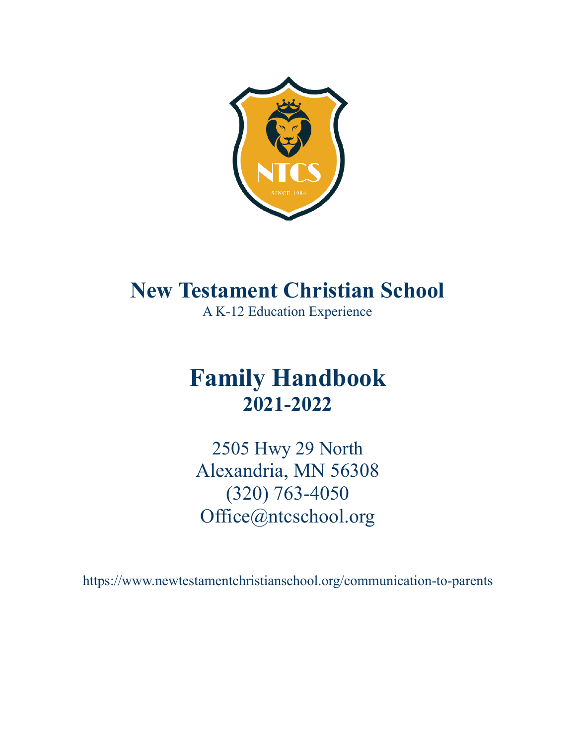# New Testament Christian School

A K-12 Education Experience

# Family Handbook

## 2021-2022

2505 Hwy 29 North
Alexandria, MN 56308
(320) 763-4050
Office@ntcschool.org

https://www.newtestamentchristianschool.org/communication-to-parents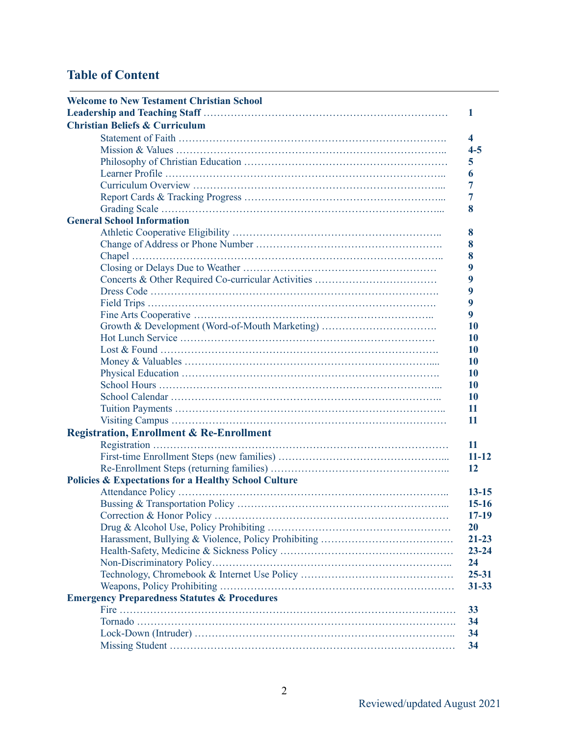# Table of Content

| | |
|---|---|
| **Welcome to New Testament Christian School** | |
| **Leadership and Teaching Staff** | **1** |
| **Christian Beliefs & Curriculum** | |
| Statement of Faith | **4** |
| Mission & Values | **4-5** |
| Philosophy of Christian Education | **5** |
| Learner Profile | **6** |
| Curriculum Overview | **7** |
| Report Cards & Tracking Progress | **7** |
| Grading Scale | **8** |
| **General School Information** | |
| Athletic Cooperative Eligibility | **8** |
| Change of Address or Phone Number | **8** |
| Chapel | **8** |
| Closing or Delays Due to Weather | **9** |
| Concerts & Other Required Co-curricular Activities | **9** |
| Dress Code | **9** |
| Field Trips | **9** |
| Fine Arts Cooperative | **9** |
| Growth & Development (Word-of-Mouth Marketing) | **10** |
| Hot Lunch Service | **10** |
| Lost & Found | **10** |
| Money & Valuables | **10** |
| Physical Education | **10** |
| School Hours | **10** |
| School Calendar | **10** |
| Tuition Payments | **11** |
| Visiting Campus | **11** |
| **Registration, Enrollment & Re-Enrollment** | |
| Registration | **11** |
| First-time Enrollment Steps (new families) | **11-12** |
| Re-Enrollment Steps (returning families) | **12** |
| **Policies & Expectations for a Healthy School Culture** | |
| Attendance Policy | **13-15** |
| Bussing & Transportation Policy | **15-16** |
| Correction & Honor Policy | **17-19** |
| Drug & Alcohol Use, Policy Prohibiting | **20** |
| Harassment, Bullying & Violence, Policy Prohibiting | **21-23** |
| Health-Safety, Medicine & Sickness Policy | **23-24** |
| Non-Discriminatory Policy | **24** |
| Technology, Chromebook & Internet Use Policy | **25-31** |
| Weapons, Policy Prohibiting | **31-33** |
| **Emergency Preparedness Statutes & Procedures** | |
| Fire | **33** |
| Tornado | **34** |
| Lock-Down (Intruder) | **34** |
| Missing Student | **34** |

Reviewed/updated August 2021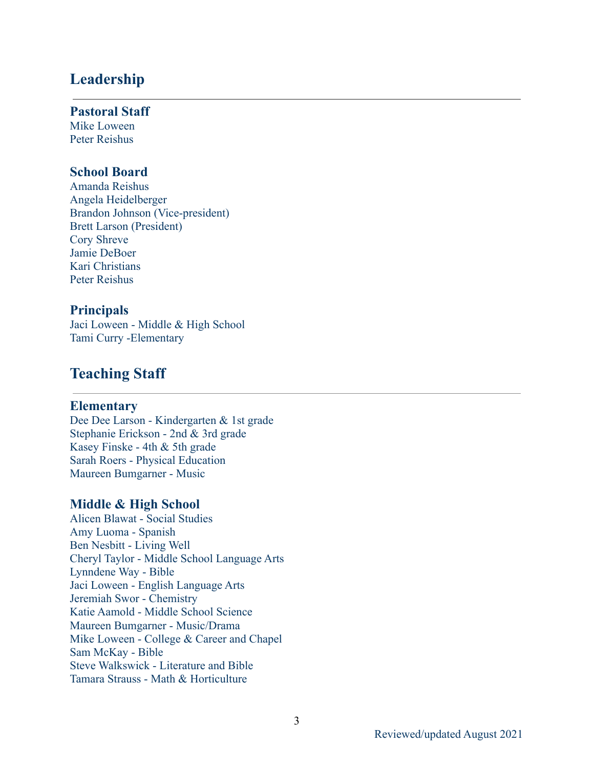## Leadership

### Pastoral Staff

Mike Loween
Peter Reishus

### School Board

Amanda Reishus
Angela Heidelberger
Brandon Johnson (Vice-president)
Brett Larson (President)
Cory Shreve
Jamie DeBoer
Kari Christians
Peter Reishus

### Principals

Jaci Loween - Middle & High School
Tami Curry -Elementary

## Teaching Staff

### Elementary

Dee Dee Larson - Kindergarten & 1st grade
Stephanie Erickson - 2nd & 3rd grade
Kasey Finske - 4th & 5th grade
Sarah Roers - Physical Education
Maureen Bumgarner - Music

### Middle & High School

Alicen Blawat - Social Studies
Amy Luoma - Spanish
Ben Nesbitt - Living Well
Cheryl Taylor - Middle School Language Arts
Lynndene Way - Bible
Jaci Loween - English Language Arts
Jeremiah Swor - Chemistry
Katie Aamold - Middle School Science
Maureen Bumgarner - Music/Drama
Mike Loween - College & Career and Chapel
Sam McKay - Bible
Steve Walkswick - Literature and Bible
Tamara Strauss - Math & Horticulture

Reviewed/updated August 2021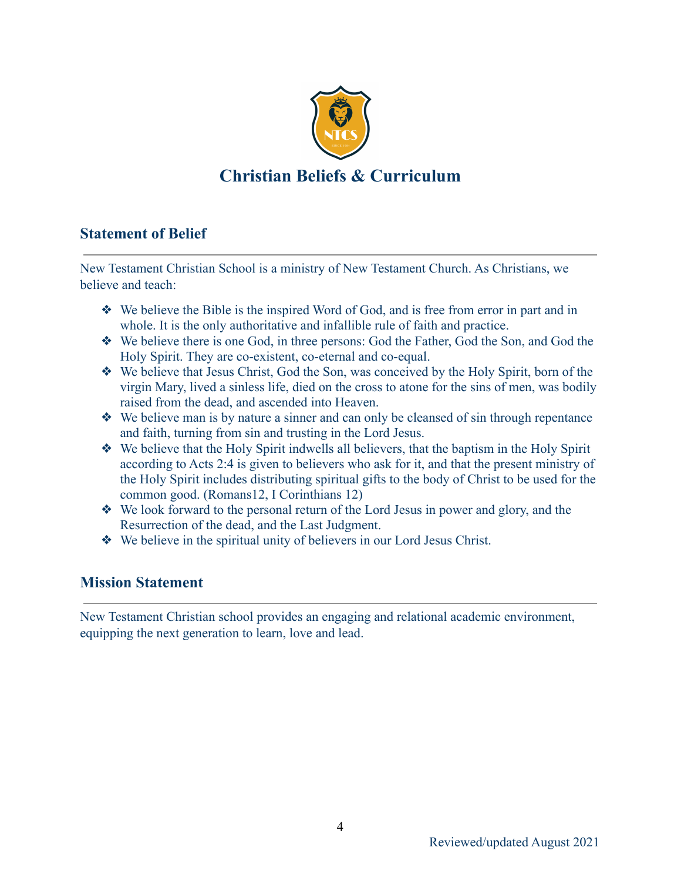# Christian Beliefs & Curriculum

## Statement of Belief

New Testament Christian School is a ministry of New Testament Church. As Christians, we believe and teach:

- We believe the Bible is the inspired Word of God, and is free from error in part and in whole. It is the only authoritative and infallible rule of faith and practice.
- We believe there is one God, in three persons: God the Father, God the Son, and God the Holy Spirit. They are co-existent, co-eternal and co-equal.
- We believe that Jesus Christ, God the Son, was conceived by the Holy Spirit, born of the virgin Mary, lived a sinless life, died on the cross to atone for the sins of men, was bodily raised from the dead, and ascended into Heaven.
- We believe man is by nature a sinner and can only be cleansed of sin through repentance and faith, turning from sin and trusting in the Lord Jesus.
- We believe that the Holy Spirit indwells all believers, that the baptism in the Holy Spirit according to Acts 2:4 is given to believers who ask for it, and that the present ministry of the Holy Spirit includes distributing spiritual gifts to the body of Christ to be used for the common good. (Romans12, I Corinthians 12)
- We look forward to the personal return of the Lord Jesus in power and glory, and the Resurrection of the dead, and the Last Judgment.
- We believe in the spiritual unity of believers in our Lord Jesus Christ.

## Mission Statement

New Testament Christian school provides an engaging and relational academic environment, equipping the next generation to learn, love and lead.

Reviewed/updated August 2021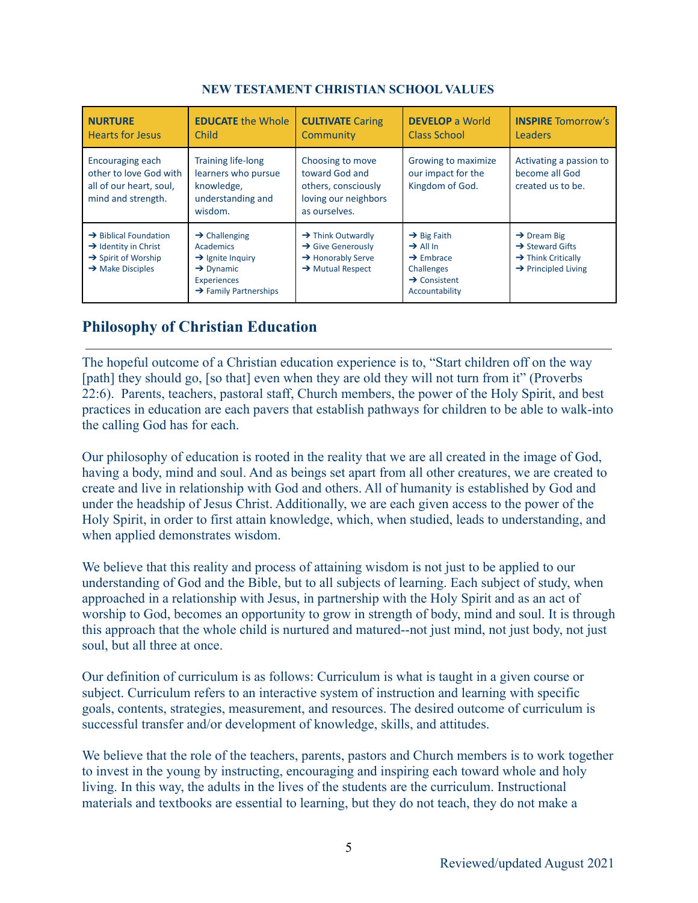**NEW TESTAMENT CHRISTIAN SCHOOL VALUES**

| **NURTURE** Hearts for Jesus | **EDUCATE** the Whole Child | **CULTIVATE** Caring Community | **DEVELOP** a World Class School | **INSPIRE** Tomorrow's Leaders |
|---|---|---|---|---|
| Encouraging each other to love God with all of our heart, soul, mind and strength. | Training life-long learners who pursue knowledge, understanding and wisdom. | Choosing to move toward God and others, consciously loving our neighbors as ourselves. | Growing to maximize our impact for the Kingdom of God. | Activating a passion to become all God created us to be. |
| ➔ Biblical Foundation<br>➔ Identity in Christ<br>➔ Spirit of Worship<br>➔ Make Disciples | ➔ Challenging Academics<br>➔ Ignite Inquiry<br>➔ Dynamic Experiences<br>➔ Family Partnerships | ➔ Think Outwardly<br>➔ Give Generously<br>➔ Honorably Serve<br>➔ Mutual Respect | ➔ Big Faith<br>➔ All In<br>➔ Embrace Challenges<br>➔ Consistent Accountability | ➔ Dream Big<br>➔ Steward Gifts<br>➔ Think Critically<br>➔ Principled Living |

## Philosophy of Christian Education

The hopeful outcome of a Christian education experience is to, "Start children off on the way [path] they should go, [so that] even when they are old they will not turn from it" (Proverbs 22:6). Parents, teachers, pastoral staff, Church members, the power of the Holy Spirit, and best practices in education are each pavers that establish pathways for children to be able to walk-into the calling God has for each.

Our philosophy of education is rooted in the reality that we are all created in the image of God, having a body, mind and soul. And as beings set apart from all other creatures, we are created to create and live in relationship with God and others. All of humanity is established by God and under the headship of Jesus Christ. Additionally, we are each given access to the power of the Holy Spirit, in order to first attain knowledge, which, when studied, leads to understanding, and when applied demonstrates wisdom.

We believe that this reality and process of attaining wisdom is not just to be applied to our understanding of God and the Bible, but to all subjects of learning. Each subject of study, when approached in a relationship with Jesus, in partnership with the Holy Spirit and as an act of worship to God, becomes an opportunity to grow in strength of body, mind and soul. It is through this approach that the whole child is nurtured and matured--not just mind, not just body, not just soul, but all three at once.

Our definition of curriculum is as follows: Curriculum is what is taught in a given course or subject. Curriculum refers to an interactive system of instruction and learning with specific goals, contents, strategies, measurement, and resources. The desired outcome of curriculum is successful transfer and/or development of knowledge, skills, and attitudes.

We believe that the role of the teachers, parents, pastors and Church members is to work together to invest in the young by instructing, encouraging and inspiring each toward whole and holy living. In this way, the adults in the lives of the students are the curriculum. Instructional materials and textbooks are essential to learning, but they do not teach, they do not make a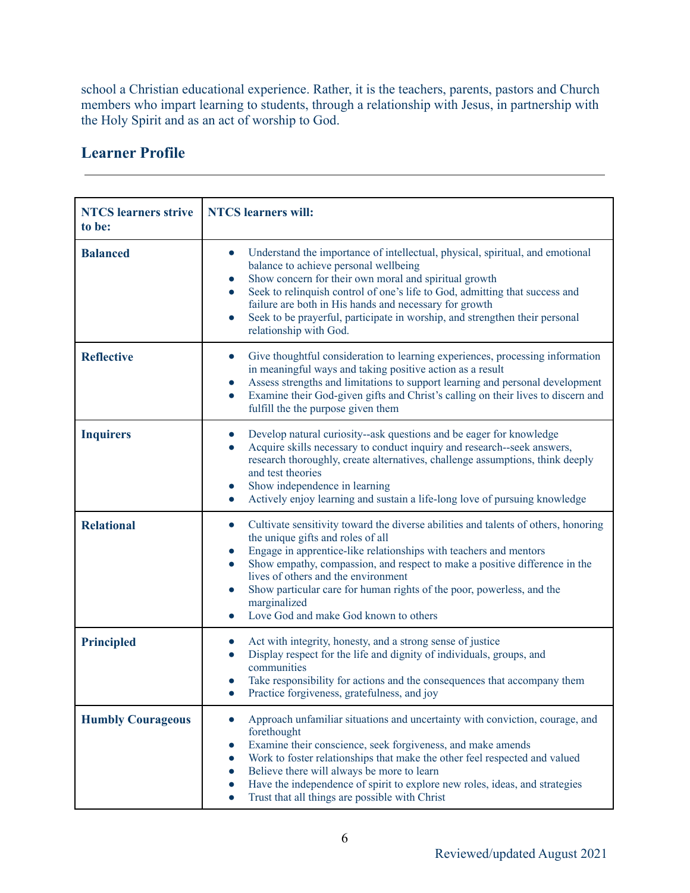school a Christian educational experience. Rather, it is the teachers, parents, pastors and Church members who impart learning to students, through a relationship with Jesus, in partnership with the Holy Spirit and as an act of worship to God.

## Learner Profile

| NTCS learners strive to be: | NTCS learners will: |
|---|---|
| **Balanced** | • Understand the importance of intellectual, physical, spiritual, and emotional balance to achieve personal wellbeing<br>• Show concern for their own moral and spiritual growth<br>• Seek to relinquish control of one's life to God, admitting that success and failure are both in His hands and necessary for growth<br>• Seek to be prayerful, participate in worship, and strengthen their personal relationship with God. |
| **Reflective** | • Give thoughtful consideration to learning experiences, processing information in meaningful ways and taking positive action as a result<br>• Assess strengths and limitations to support learning and personal development<br>• Examine their God-given gifts and Christ's calling on their lives to discern and fulfill the the purpose given them |
| **Inquirers** | • Develop natural curiosity--ask questions and be eager for knowledge<br>• Acquire skills necessary to conduct inquiry and research--seek answers, research thoroughly, create alternatives, challenge assumptions, think deeply and test theories<br>• Show independence in learning<br>• Actively enjoy learning and sustain a life-long love of pursuing knowledge |
| **Relational** | • Cultivate sensitivity toward the diverse abilities and talents of others, honoring the unique gifts and roles of all<br>• Engage in apprentice-like relationships with teachers and mentors<br>• Show empathy, compassion, and respect to make a positive difference in the lives of others and the environment<br>• Show particular care for human rights of the poor, powerless, and the marginalized<br>• Love God and make God known to others |
| **Principled** | • Act with integrity, honesty, and a strong sense of justice<br>• Display respect for the life and dignity of individuals, groups, and communities<br>• Take responsibility for actions and the consequences that accompany them<br>• Practice forgiveness, gratefulness, and joy |
| **Humbly Courageous** | • Approach unfamiliar situations and uncertainty with conviction, courage, and forethought<br>• Examine their conscience, seek forgiveness, and make amends<br>• Work to foster relationships that make the other feel respected and valued<br>• Believe there will always be more to learn<br>• Have the independence of spirit to explore new roles, ideas, and strategies<br>• Trust that all things are possible with Christ |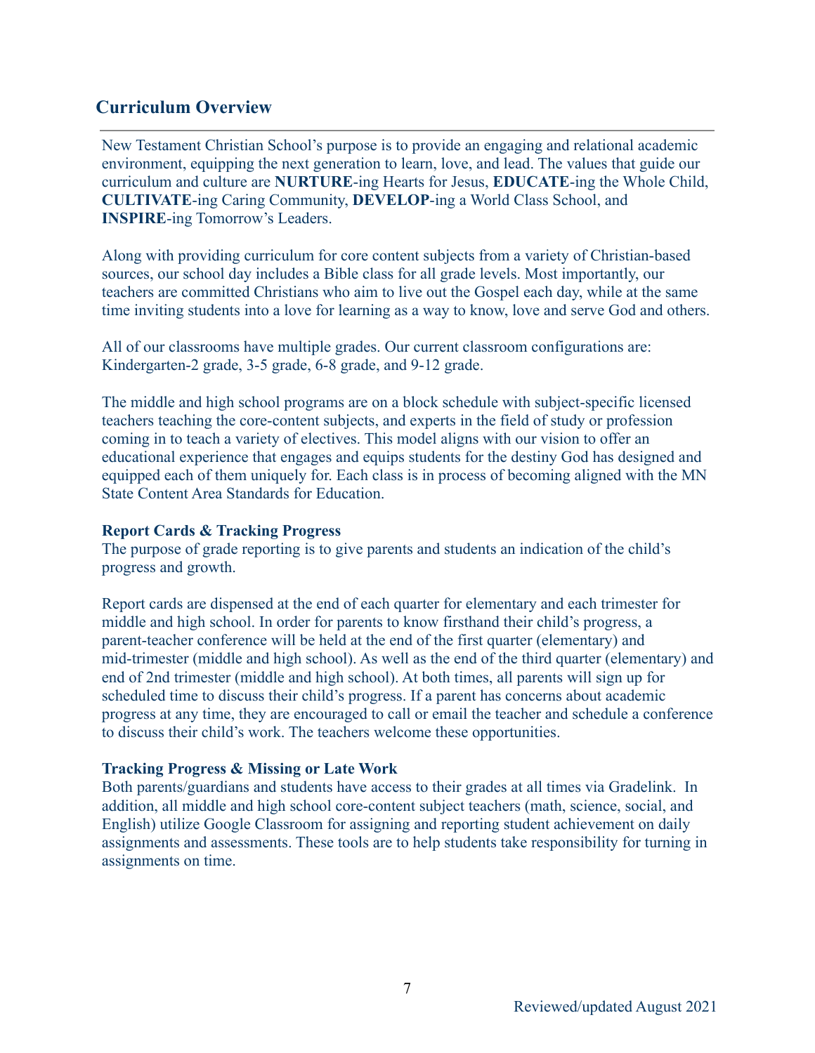## Curriculum Overview

New Testament Christian School's purpose is to provide an engaging and relational academic environment, equipping the next generation to learn, love, and lead. The values that guide our curriculum and culture are **NURTURE**-ing Hearts for Jesus, **EDUCATE**-ing the Whole Child, **CULTIVATE**-ing Caring Community, **DEVELOP**-ing a World Class School, and **INSPIRE**-ing Tomorrow's Leaders.

Along with providing curriculum for core content subjects from a variety of Christian-based sources, our school day includes a Bible class for all grade levels. Most importantly, our teachers are committed Christians who aim to live out the Gospel each day, while at the same time inviting students into a love for learning as a way to know, love and serve God and others.

All of our classrooms have multiple grades. Our current classroom configurations are: Kindergarten-2 grade, 3-5 grade, 6-8 grade, and 9-12 grade.

The middle and high school programs are on a block schedule with subject-specific licensed teachers teaching the core-content subjects, and experts in the field of study or profession coming in to teach a variety of electives. This model aligns with our vision to offer an educational experience that engages and equips students for the destiny God has designed and equipped each of them uniquely for. Each class is in process of becoming aligned with the MN State Content Area Standards for Education.

### Report Cards & Tracking Progress

The purpose of grade reporting is to give parents and students an indication of the child's progress and growth.

Report cards are dispensed at the end of each quarter for elementary and each trimester for middle and high school. In order for parents to know firsthand their child's progress, a parent-teacher conference will be held at the end of the first quarter (elementary) and mid-trimester (middle and high school). As well as the end of the third quarter (elementary) and end of 2nd trimester (middle and high school). At both times, all parents will sign up for scheduled time to discuss their child's progress. If a parent has concerns about academic progress at any time, they are encouraged to call or email the teacher and schedule a conference to discuss their child's work. The teachers welcome these opportunities.

### Tracking Progress & Missing or Late Work

Both parents/guardians and students have access to their grades at all times via Gradelink. In addition, all middle and high school core-content subject teachers (math, science, social, and English) utilize Google Classroom for assigning and reporting student achievement on daily assignments and assessments. These tools are to help students take responsibility for turning in assignments on time.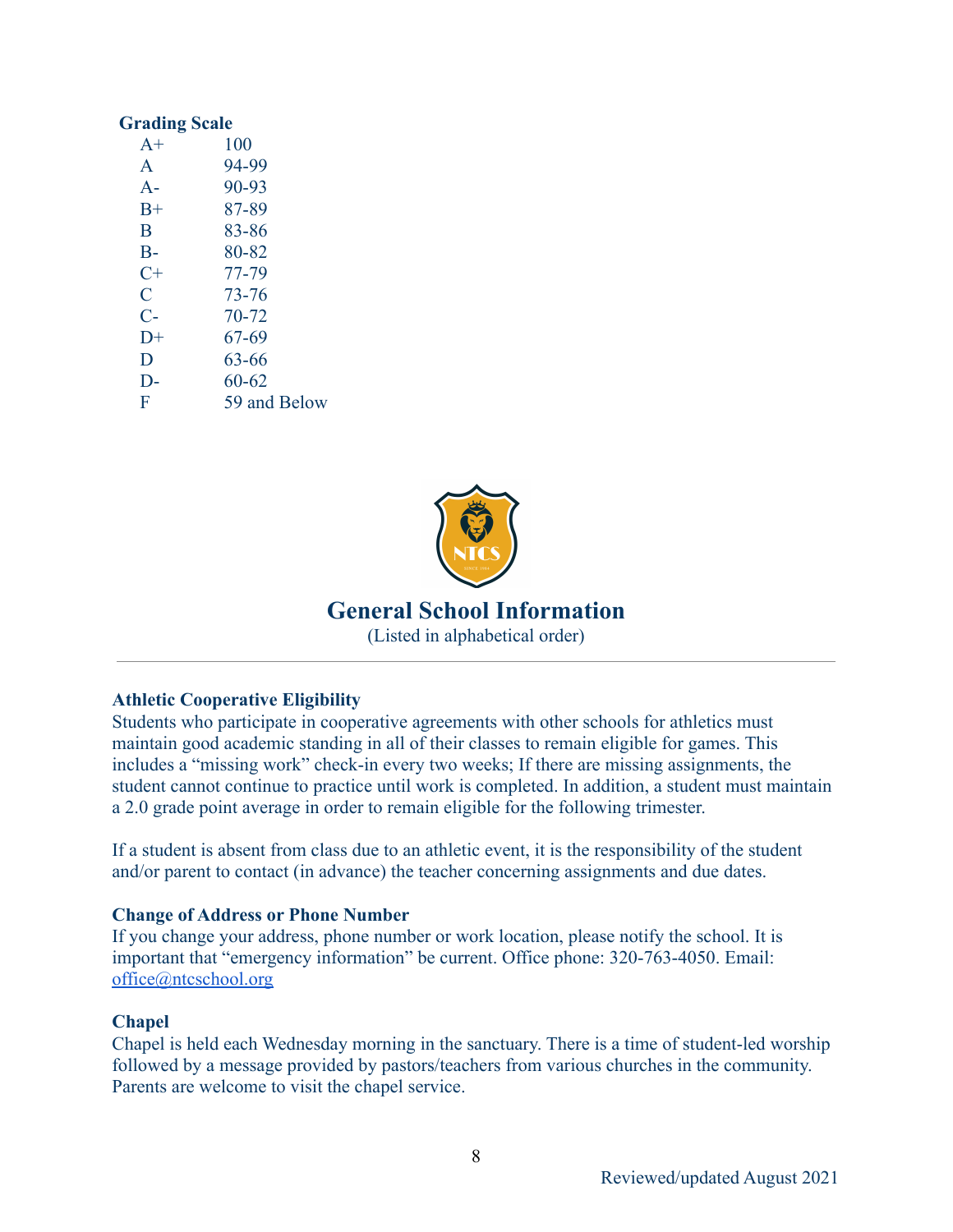**Grading Scale**

| | |
|---|---|
| A+ | 100 |
| A | 94-99 |
| A- | 90-93 |
| B+ | 87-89 |
| B | 83-86 |
| B- | 80-82 |
| C+ | 77-79 |
| C | 73-76 |
| C- | 70-72 |
| D+ | 67-69 |
| D | 63-66 |
| D- | 60-62 |
| F | 59 and Below |

## General School Information

(Listed in alphabetical order)

---

**Athletic Cooperative Eligibility**

Students who participate in cooperative agreements with other schools for athletics must maintain good academic standing in all of their classes to remain eligible for games. This includes a "missing work" check-in every two weeks; If there are missing assignments, the student cannot continue to practice until work is completed. In addition, a student must maintain a 2.0 grade point average in order to remain eligible for the following trimester.

If a student is absent from class due to an athletic event, it is the responsibility of the student and/or parent to contact (in advance) the teacher concerning assignments and due dates.

**Change of Address or Phone Number**

If you change your address, phone number or work location, please notify the school. It is important that "emergency information" be current. Office phone: 320-763-4050. Email: office@ntcschool.org

**Chapel**

Chapel is held each Wednesday morning in the sanctuary. There is a time of student-led worship followed by a message provided by pastors/teachers from various churches in the community. Parents are welcome to visit the chapel service.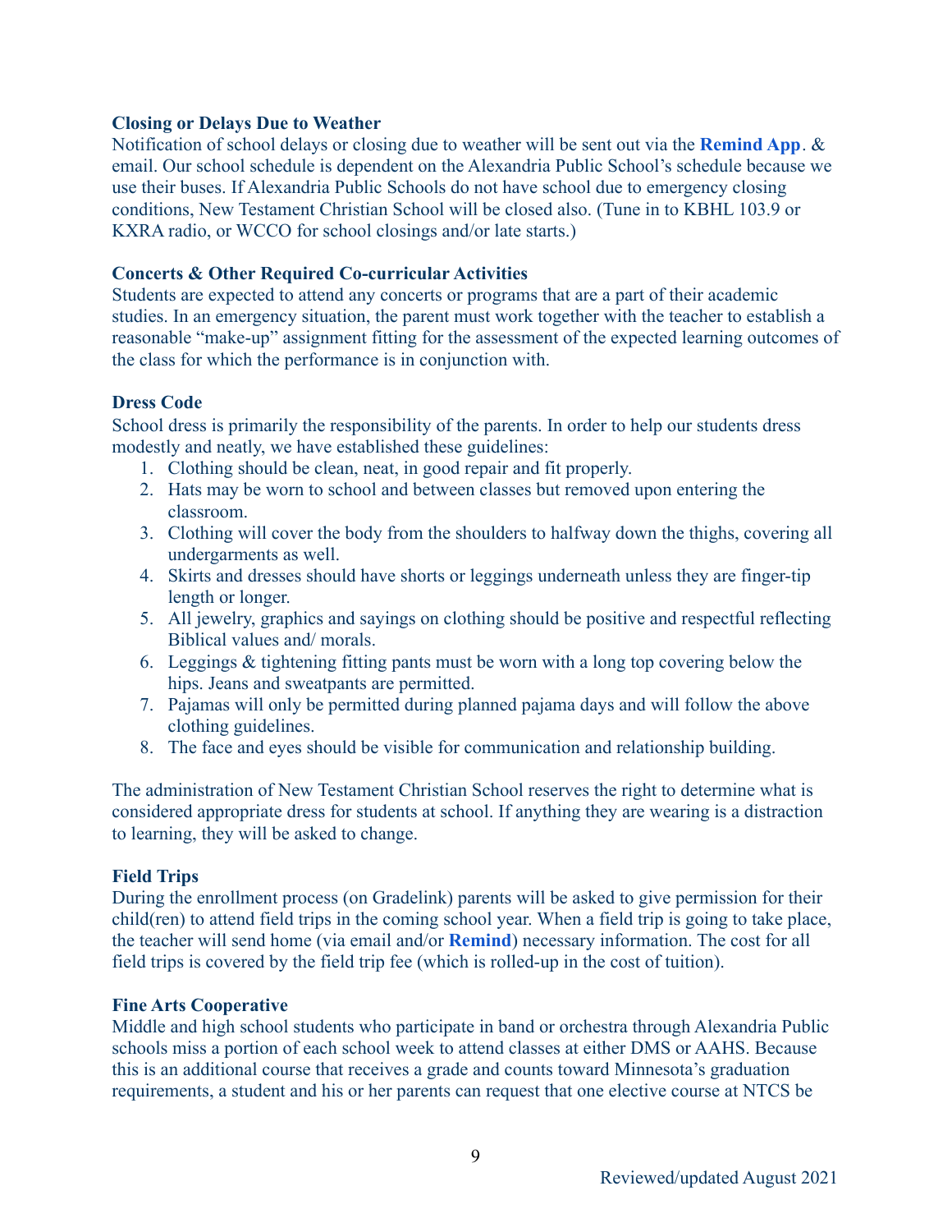**Closing or Delays Due to Weather**

Notification of school delays or closing due to weather will be sent out via the **Remind App**. & email. Our school schedule is dependent on the Alexandria Public School's schedule because we use their buses. If Alexandria Public Schools do not have school due to emergency closing conditions, New Testament Christian School will be closed also. (Tune in to KBHL 103.9 or KXRA radio, or WCCO for school closings and/or late starts.)

**Concerts & Other Required Co-curricular Activities**

Students are expected to attend any concerts or programs that are a part of their academic studies. In an emergency situation, the parent must work together with the teacher to establish a reasonable "make-up" assignment fitting for the assessment of the expected learning outcomes of the class for which the performance is in conjunction with.

**Dress Code**

School dress is primarily the responsibility of the parents. In order to help our students dress modestly and neatly, we have established these guidelines:

1. Clothing should be clean, neat, in good repair and fit properly.
2. Hats may be worn to school and between classes but removed upon entering the classroom.
3. Clothing will cover the body from the shoulders to halfway down the thighs, covering all undergarments as well.
4. Skirts and dresses should have shorts or leggings underneath unless they are finger-tip length or longer.
5. All jewelry, graphics and sayings on clothing should be positive and respectful reflecting Biblical values and/ morals.
6. Leggings & tightening fitting pants must be worn with a long top covering below the hips. Jeans and sweatpants are permitted.
7. Pajamas will only be permitted during planned pajama days and will follow the above clothing guidelines.
8. The face and eyes should be visible for communication and relationship building.

The administration of New Testament Christian School reserves the right to determine what is considered appropriate dress for students at school. If anything they are wearing is a distraction to learning, they will be asked to change.

**Field Trips**

During the enrollment process (on Gradelink) parents will be asked to give permission for their child(ren) to attend field trips in the coming school year. When a field trip is going to take place, the teacher will send home (via email and/or **Remind**) necessary information. The cost for all field trips is covered by the field trip fee (which is rolled-up in the cost of tuition).

**Fine Arts Cooperative**

Middle and high school students who participate in band or orchestra through Alexandria Public schools miss a portion of each school week to attend classes at either DMS or AAHS. Because this is an additional course that receives a grade and counts toward Minnesota's graduation requirements, a student and his or her parents can request that one elective course at NTCS be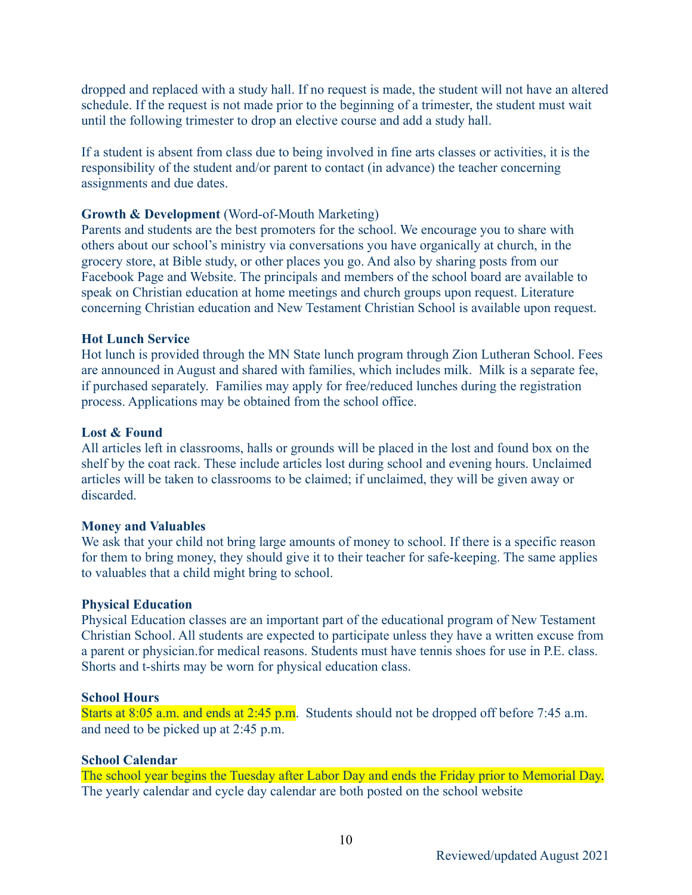dropped and replaced with a study hall. If no request is made, the student will not have an altered schedule. If the request is not made prior to the beginning of a trimester, the student must wait until the following trimester to drop an elective course and add a study hall.

If a student is absent from class due to being involved in fine arts classes or activities, it is the responsibility of the student and/or parent to contact (in advance) the teacher concerning assignments and due dates.

**Growth & Development** (Word-of-Mouth Marketing)
Parents and students are the best promoters for the school. We encourage you to share with others about our school's ministry via conversations you have organically at church, in the grocery store, at Bible study, or other places you go. And also by sharing posts from our Facebook Page and Website. The principals and members of the school board are available to speak on Christian education at home meetings and church groups upon request. Literature concerning Christian education and New Testament Christian School is available upon request.

**Hot Lunch Service**
Hot lunch is provided through the MN State lunch program through Zion Lutheran School. Fees are announced in August and shared with families, which includes milk. Milk is a separate fee, if purchased separately. Families may apply for free/reduced lunches during the registration process. Applications may be obtained from the school office.

**Lost & Found**
All articles left in classrooms, halls or grounds will be placed in the lost and found box on the shelf by the coat rack. These include articles lost during school and evening hours. Unclaimed articles will be taken to classrooms to be claimed; if unclaimed, they will be given away or discarded.

**Money and Valuables**
We ask that your child not bring large amounts of money to school. If there is a specific reason for them to bring money, they should give it to their teacher for safe-keeping. The same applies to valuables that a child might bring to school.

**Physical Education**
Physical Education classes are an important part of the educational program of New Testament Christian School. All students are expected to participate unless they have a written excuse from a parent or physician.for medical reasons. Students must have tennis shoes for use in P.E. class. Shorts and t-shirts may be worn for physical education class.

**School Hours**
Starts at 8:05 a.m. and ends at 2:45 p.m. Students should not be dropped off before 7:45 a.m. and need to be picked up at 2:45 p.m.

**School Calendar**
The school year begins the Tuesday after Labor Day and ends the Friday prior to Memorial Day. The yearly calendar and cycle day calendar are both posted on the school website

Reviewed/updated August 2021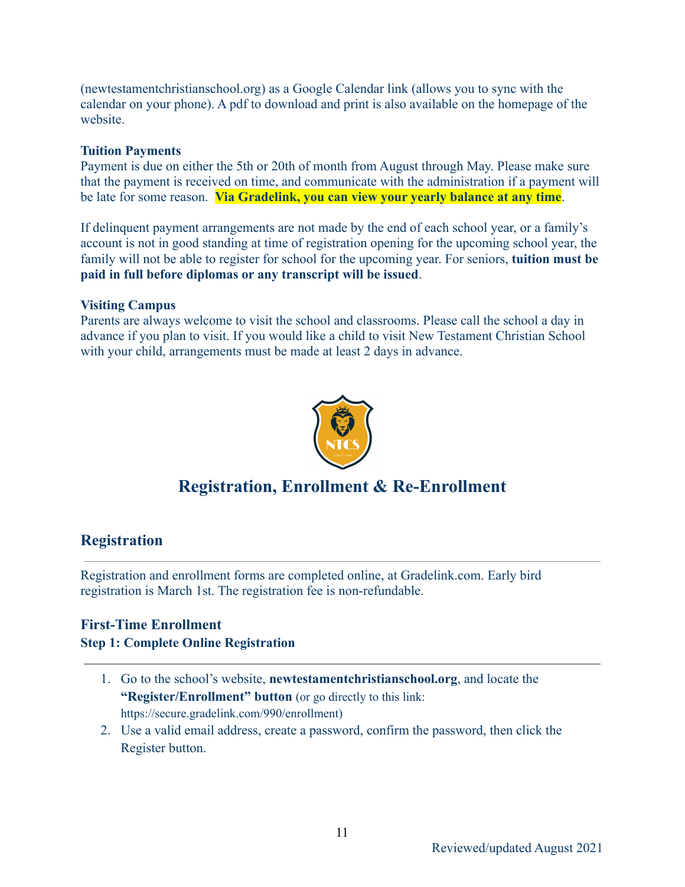(newtestamentchristianschool.org) as a Google Calendar link (allows you to sync with the calendar on your phone). A pdf to download and print is also available on the homepage of the website.

**Tuition Payments**

Payment is due on either the 5th or 20th of month from August through May. Please make sure that the payment is received on time, and communicate with the administration if a payment will be late for some reason. **Via Gradelink, you can view your yearly balance at any time**.

If delinquent payment arrangements are not made by the end of each school year, or a family's account is not in good standing at time of registration opening for the upcoming school year, the family will not be able to register for school for the upcoming year. For seniors, **tuition must be paid in full before diplomas or any transcript will be issued**.

**Visiting Campus**

Parents are always welcome to visit the school and classrooms. Please call the school a day in advance if you plan to visit. If you would like a child to visit New Testament Christian School with your child, arrangements must be made at least 2 days in advance.

# Registration, Enrollment & Re-Enrollment

## Registration

Registration and enrollment forms are completed online, at Gradelink.com. Early bird registration is March 1st. The registration fee is non-refundable.

### First-Time Enrollment

**Step 1: Complete Online Registration**

1. Go to the school's website, **newtestamentchristianschool.org**, and locate the **"Register/Enrollment" button** (or go directly to this link: https://secure.gradelink.com/990/enrollment)
2. Use a valid email address, create a password, confirm the password, then click the Register button.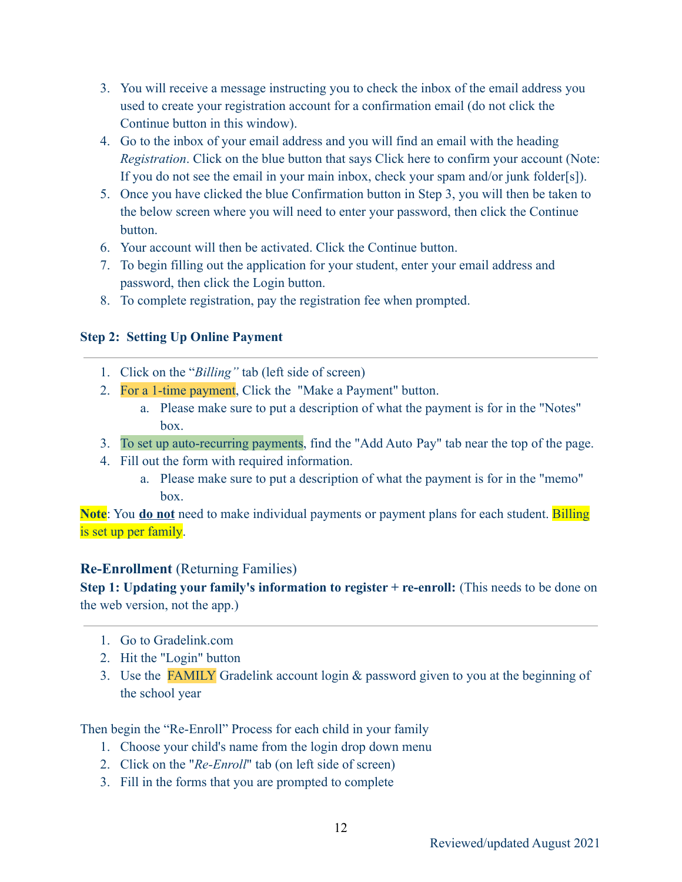3. You will receive a message instructing you to check the inbox of the email address you used to create your registration account for a confirmation email (do not click the Continue button in this window).
4. Go to the inbox of your email address and you will find an email with the heading *Registration*. Click on the blue button that says Click here to confirm your account (Note: If you do not see the email in your main inbox, check your spam and/or junk folder[s]).
5. Once you have clicked the blue Confirmation button in Step 3, you will then be taken to the below screen where you will need to enter your password, then click the Continue button.
6. Your account will then be activated. Click the Continue button.
7. To begin filling out the application for your student, enter your email address and password, then click the Login button.
8. To complete registration, pay the registration fee when prompted.

**Step 2: Setting Up Online Payment**

---

1. Click on the "*Billing"* tab (left side of screen)
2. For a 1-time payment, Click the "Make a Payment" button.
   a. Please make sure to put a description of what the payment is for in the "Notes" box.
3. To set up auto-recurring payments, find the "Add Auto Pay" tab near the top of the page.
4. Fill out the form with required information.
   a. Please make sure to put a description of what the payment is for in the "memo" box.

**Note**: You **do not** need to make individual payments or payment plans for each student. Billing is set up per family.

## **Re-Enrollment** (Returning Families)

**Step 1: Updating your family's information to register + re-enroll:** (This needs to be done on the web version, not the app.)

---

1. Go to Gradelink.com
2. Hit the "Login" button
3. Use the FAMILY Gradelink account login & password given to you at the beginning of the school year

Then begin the "Re-Enroll" Process for each child in your family

1. Choose your child's name from the login drop down menu
2. Click on the "*Re-Enroll*" tab (on left side of screen)
3. Fill in the forms that you are prompted to complete

Reviewed/updated August 2021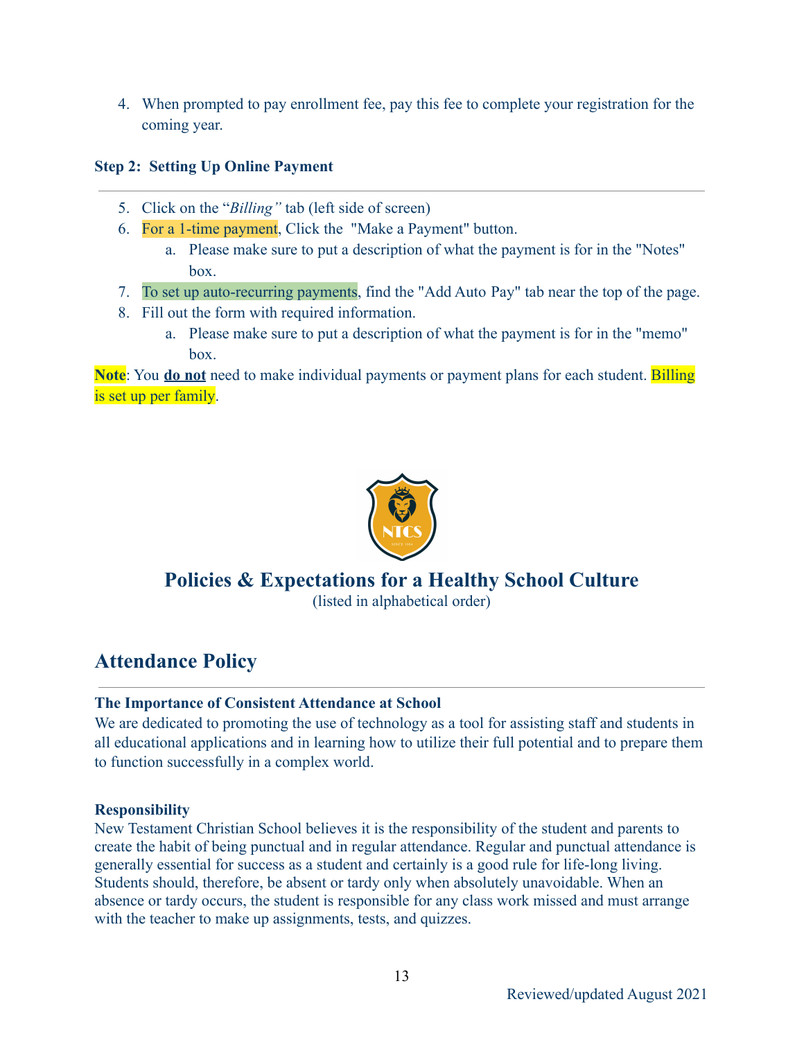4. When prompted to pay enrollment fee, pay this fee to complete your registration for the coming year.

**Step 2: Setting Up Online Payment**

5. Click on the "*Billing"* tab (left side of screen)
6. For a 1-time payment, Click the "Make a Payment" button.
   a. Please make sure to put a description of what the payment is for in the "Notes" box.
7. To set up auto-recurring payments, find the "Add Auto Pay" tab near the top of the page.
8. Fill out the form with required information.
   a. Please make sure to put a description of what the payment is for in the "memo" box.

**Note**: You **do not** need to make individual payments or payment plans for each student. Billing is set up per family.

## Policies & Expectations for a Healthy School Culture

(listed in alphabetical order)

## Attendance Policy

**The Importance of Consistent Attendance at School**

We are dedicated to promoting the use of technology as a tool for assisting staff and students in all educational applications and in learning how to utilize their full potential and to prepare them to function successfully in a complex world.

**Responsibility**

New Testament Christian School believes it is the responsibility of the student and parents to create the habit of being punctual and in regular attendance. Regular and punctual attendance is generally essential for success as a student and certainly is a good rule for life-long living. Students should, therefore, be absent or tardy only when absolutely unavoidable. When an absence or tardy occurs, the student is responsible for any class work missed and must arrange with the teacher to make up assignments, tests, and quizzes.

Reviewed/updated August 2021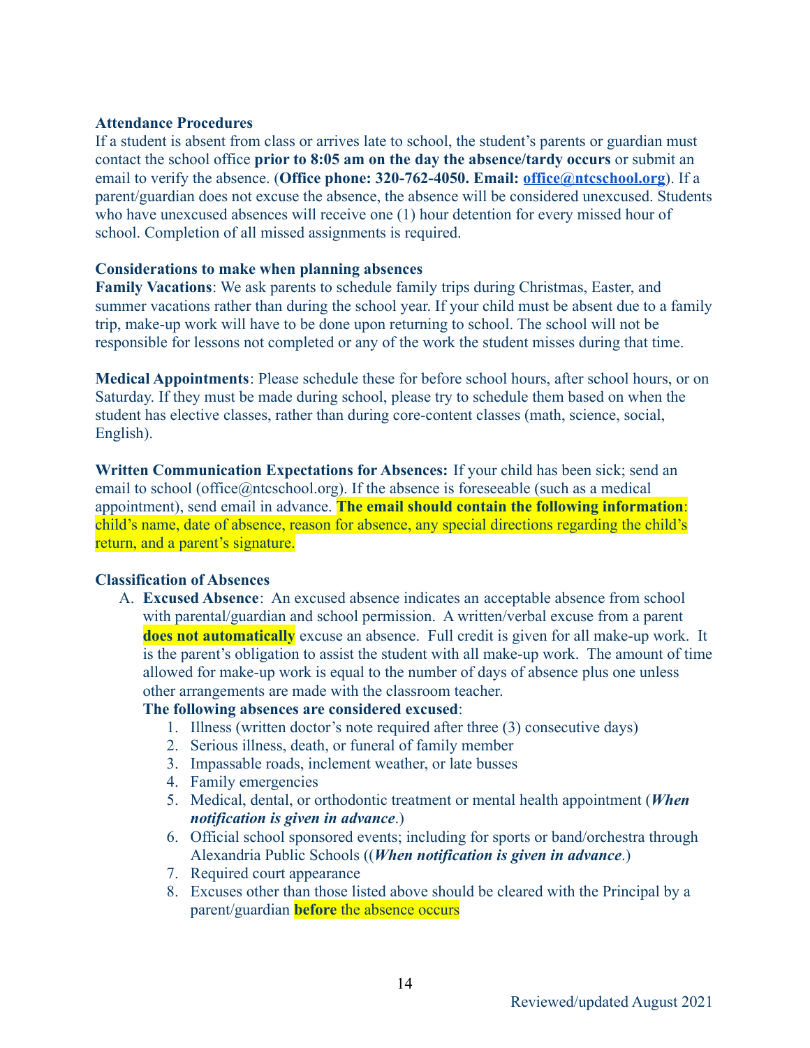**Attendance Procedures**

If a student is absent from class or arrives late to school, the student's parents or guardian must contact the school office **prior to 8:05 am on the day the absence/tardy occurs** or submit an email to verify the absence. (**Office phone: 320-762-4050. Email: office@ntcschool.org**). If a parent/guardian does not excuse the absence, the absence will be considered unexcused. Students who have unexcused absences will receive one (1) hour detention for every missed hour of school. Completion of all missed assignments is required.

**Considerations to make when planning absences**

**Family Vacations**: We ask parents to schedule family trips during Christmas, Easter, and summer vacations rather than during the school year. If your child must be absent due to a family trip, make-up work will have to be done upon returning to school. The school will not be responsible for lessons not completed or any of the work the student misses during that time.

**Medical Appointments**: Please schedule these for before school hours, after school hours, or on Saturday. If they must be made during school, please try to schedule them based on when the student has elective classes, rather than during core-content classes (math, science, social, English).

**Written Communication Expectations for Absences:** If your child has been sick; send an email to school (office@ntcschool.org). If the absence is foreseeable (such as a medical appointment), send email in advance. **The email should contain the following information**: child's name, date of absence, reason for absence, any special directions regarding the child's return, and a parent's signature.

**Classification of Absences**

A. **Excused Absence**: An excused absence indicates an acceptable absence from school with parental/guardian and school permission. A written/verbal excuse from a parent **does not automatically** excuse an absence. Full credit is given for all make-up work. It is the parent's obligation to assist the student with all make-up work. The amount of time allowed for make-up work is equal to the number of days of absence plus one unless other arrangements are made with the classroom teacher.

   **The following absences are considered excused**:

   1. Illness (written doctor's note required after three (3) consecutive days)
   2. Serious illness, death, or funeral of family member
   3. Impassable roads, inclement weather, or late busses
   4. Family emergencies
   5. Medical, dental, or orthodontic treatment or mental health appointment (***When notification is given in advance***.)
   6. Official school sponsored events; including for sports or band/orchestra through Alexandria Public Schools ((***When notification is given in advance***.)
   7. Required court appearance
   8. Excuses other than those listed above should be cleared with the Principal by a parent/guardian **before** the absence occurs

Reviewed/updated August 2021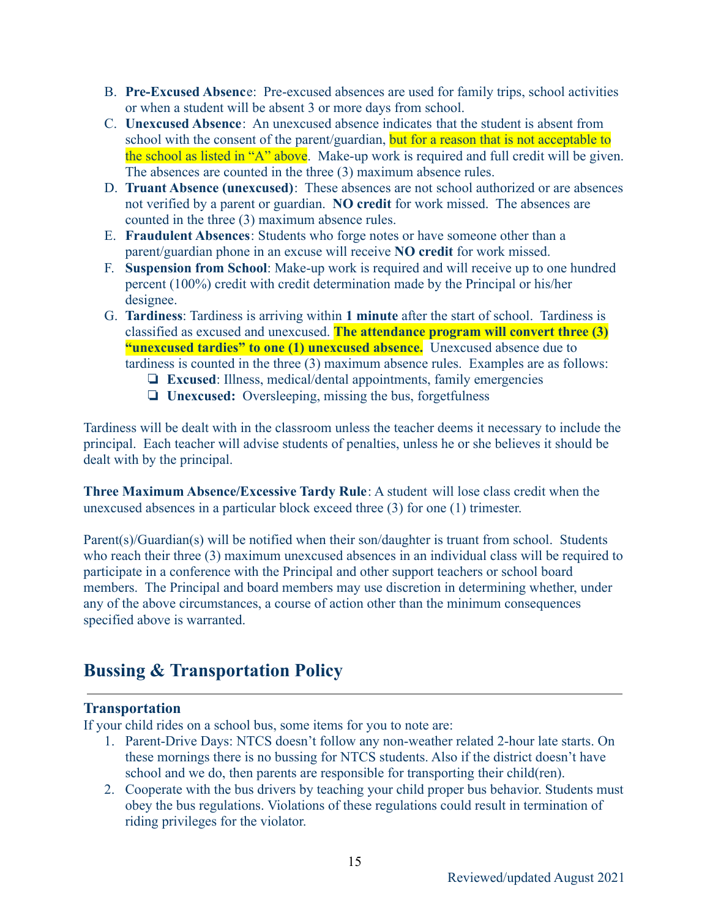B. **Pre-Excused Absence**: Pre-excused absences are used for family trips, school activities or when a student will be absent 3 or more days from school.

C. **Unexcused Absence**: An unexcused absence indicates that the student is absent from school with the consent of the parent/guardian, but for a reason that is not acceptable to the school as listed in "A" above. Make-up work is required and full credit will be given. The absences are counted in the three (3) maximum absence rules.

D. **Truant Absence (unexcused)**: These absences are not school authorized or are absences not verified by a parent or guardian. **NO credit** for work missed. The absences are counted in the three (3) maximum absence rules.

E. **Fraudulent Absences**: Students who forge notes or have someone other than a parent/guardian phone in an excuse will receive **NO credit** for work missed.

F. **Suspension from School**: Make-up work is required and will receive up to one hundred percent (100%) credit with credit determination made by the Principal or his/her designee.

G. **Tardiness**: Tardiness is arriving within **1 minute** after the start of school. Tardiness is classified as excused and unexcused. **The attendance program will convert three (3) "unexcused tardies" to one (1) unexcused absence.** Unexcused absence due to tardiness is counted in the three (3) maximum absence rules. Examples are as follows:
   - **Excused**: Illness, medical/dental appointments, family emergencies
   - **Unexcused:** Oversleeping, missing the bus, forgetfulness

Tardiness will be dealt with in the classroom unless the teacher deems it necessary to include the principal. Each teacher will advise students of penalties, unless he or she believes it should be dealt with by the principal.

**Three Maximum Absence/Excessive Tardy Rule**: A student will lose class credit when the unexcused absences in a particular block exceed three (3) for one (1) trimester.

Parent(s)/Guardian(s) will be notified when their son/daughter is truant from school. Students who reach their three (3) maximum unexcused absences in an individual class will be required to participate in a conference with the Principal and other support teachers or school board members. The Principal and board members may use discretion in determining whether, under any of the above circumstances, a course of action other than the minimum consequences specified above is warranted.

## Bussing & Transportation Policy

### Transportation

If your child rides on a school bus, some items for you to note are:

1. Parent-Drive Days: NTCS doesn't follow any non-weather related 2-hour late starts. On these mornings there is no bussing for NTCS students. Also if the district doesn't have school and we do, then parents are responsible for transporting their child(ren).
2. Cooperate with the bus drivers by teaching your child proper bus behavior. Students must obey the bus regulations. Violations of these regulations could result in termination of riding privileges for the violator.

Reviewed/updated August 2021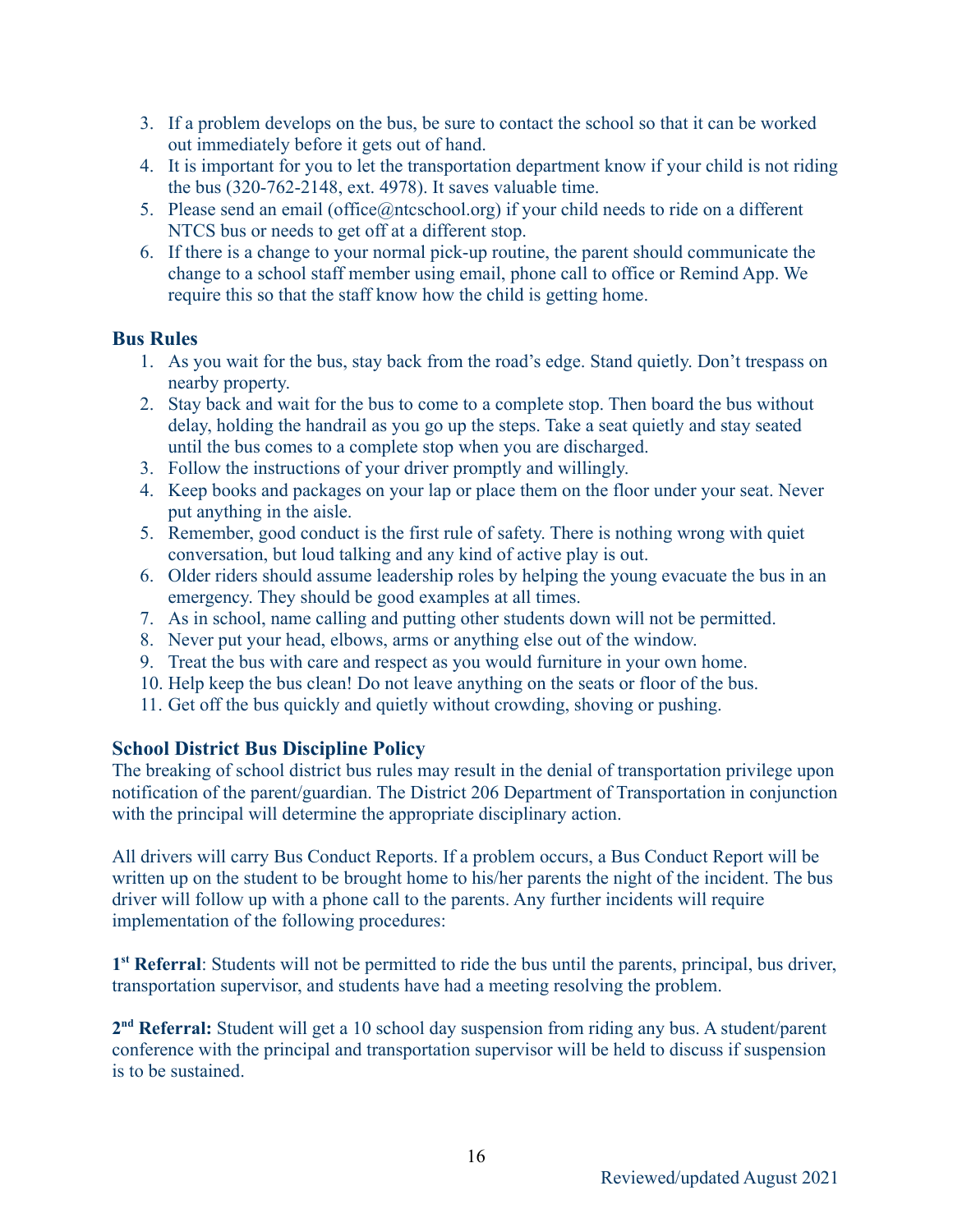3. If a problem develops on the bus, be sure to contact the school so that it can be worked out immediately before it gets out of hand.
4. It is important for you to let the transportation department know if your child is not riding the bus (320-762-2148, ext. 4978). It saves valuable time.
5. Please send an email (office@ntcschool.org) if your child needs to ride on a different NTCS bus or needs to get off at a different stop.
6. If there is a change to your normal pick-up routine, the parent should communicate the change to a school staff member using email, phone call to office or Remind App. We require this so that the staff know how the child is getting home.

### Bus Rules

1. As you wait for the bus, stay back from the road's edge. Stand quietly. Don't trespass on nearby property.
2. Stay back and wait for the bus to come to a complete stop. Then board the bus without delay, holding the handrail as you go up the steps. Take a seat quietly and stay seated until the bus comes to a complete stop when you are discharged.
3. Follow the instructions of your driver promptly and willingly.
4. Keep books and packages on your lap or place them on the floor under your seat. Never put anything in the aisle.
5. Remember, good conduct is the first rule of safety. There is nothing wrong with quiet conversation, but loud talking and any kind of active play is out.
6. Older riders should assume leadership roles by helping the young evacuate the bus in an emergency. They should be good examples at all times.
7. As in school, name calling and putting other students down will not be permitted.
8. Never put your head, elbows, arms or anything else out of the window.
9. Treat the bus with care and respect as you would furniture in your own home.
10. Help keep the bus clean! Do not leave anything on the seats or floor of the bus.
11. Get off the bus quickly and quietly without crowding, shoving or pushing.

### School District Bus Discipline Policy

The breaking of school district bus rules may result in the denial of transportation privilege upon notification of the parent/guardian. The District 206 Department of Transportation in conjunction with the principal will determine the appropriate disciplinary action.

All drivers will carry Bus Conduct Reports. If a problem occurs, a Bus Conduct Report will be written up on the student to be brought home to his/her parents the night of the incident. The bus driver will follow up with a phone call to the parents. Any further incidents will require implementation of the following procedures:

**1st Referral**: Students will not be permitted to ride the bus until the parents, principal, bus driver, transportation supervisor, and students have had a meeting resolving the problem.

**2nd Referral:** Student will get a 10 school day suspension from riding any bus. A student/parent conference with the principal and transportation supervisor will be held to discuss if suspension is to be sustained.

Reviewed/updated August 2021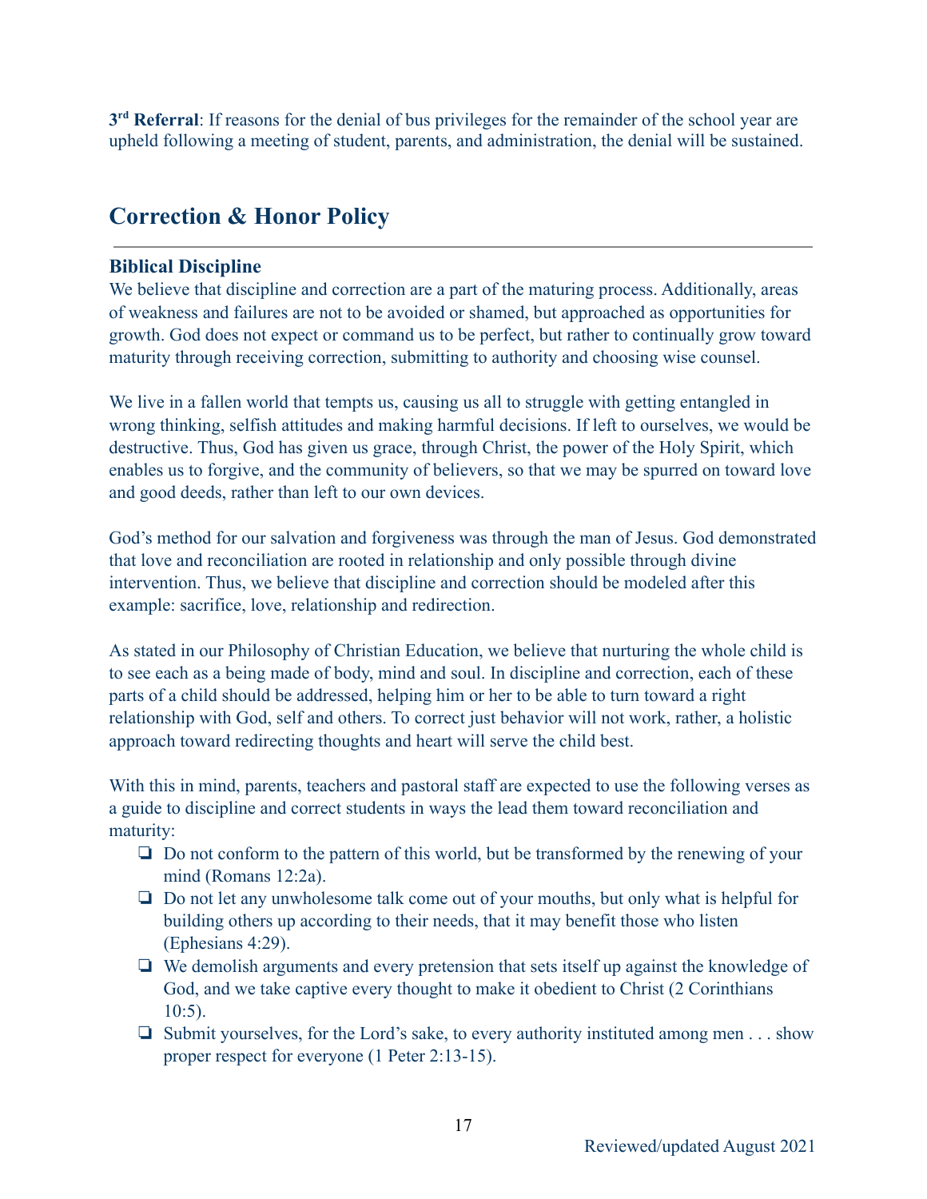**3rd Referral**: If reasons for the denial of bus privileges for the remainder of the school year are upheld following a meeting of student, parents, and administration, the denial will be sustained.

## Correction & Honor Policy

---

### Biblical Discipline

We believe that discipline and correction are a part of the maturing process. Additionally, areas of weakness and failures are not to be avoided or shamed, but approached as opportunities for growth. God does not expect or command us to be perfect, but rather to continually grow toward maturity through receiving correction, submitting to authority and choosing wise counsel.

We live in a fallen world that tempts us, causing us all to struggle with getting entangled in wrong thinking, selfish attitudes and making harmful decisions. If left to ourselves, we would be destructive. Thus, God has given us grace, through Christ, the power of the Holy Spirit, which enables us to forgive, and the community of believers, so that we may be spurred on toward love and good deeds, rather than left to our own devices.

God's method for our salvation and forgiveness was through the man of Jesus. God demonstrated that love and reconciliation are rooted in relationship and only possible through divine intervention. Thus, we believe that discipline and correction should be modeled after this example: sacrifice, love, relationship and redirection.

As stated in our Philosophy of Christian Education, we believe that nurturing the whole child is to see each as a being made of body, mind and soul. In discipline and correction, each of these parts of a child should be addressed, helping him or her to be able to turn toward a right relationship with God, self and others. To correct just behavior will not work, rather, a holistic approach toward redirecting thoughts and heart will serve the child best.

With this in mind, parents, teachers and pastoral staff are expected to use the following verses as a guide to discipline and correct students in ways the lead them toward reconciliation and maturity:

- ❏ Do not conform to the pattern of this world, but be transformed by the renewing of your mind (Romans 12:2a).
- ❏ Do not let any unwholesome talk come out of your mouths, but only what is helpful for building others up according to their needs, that it may benefit those who listen (Ephesians 4:29).
- ❏ We demolish arguments and every pretension that sets itself up against the knowledge of God, and we take captive every thought to make it obedient to Christ (2 Corinthians 10:5).
- ❏ Submit yourselves, for the Lord's sake, to every authority instituted among men . . . show proper respect for everyone (1 Peter 2:13-15).

Reviewed/updated August 2021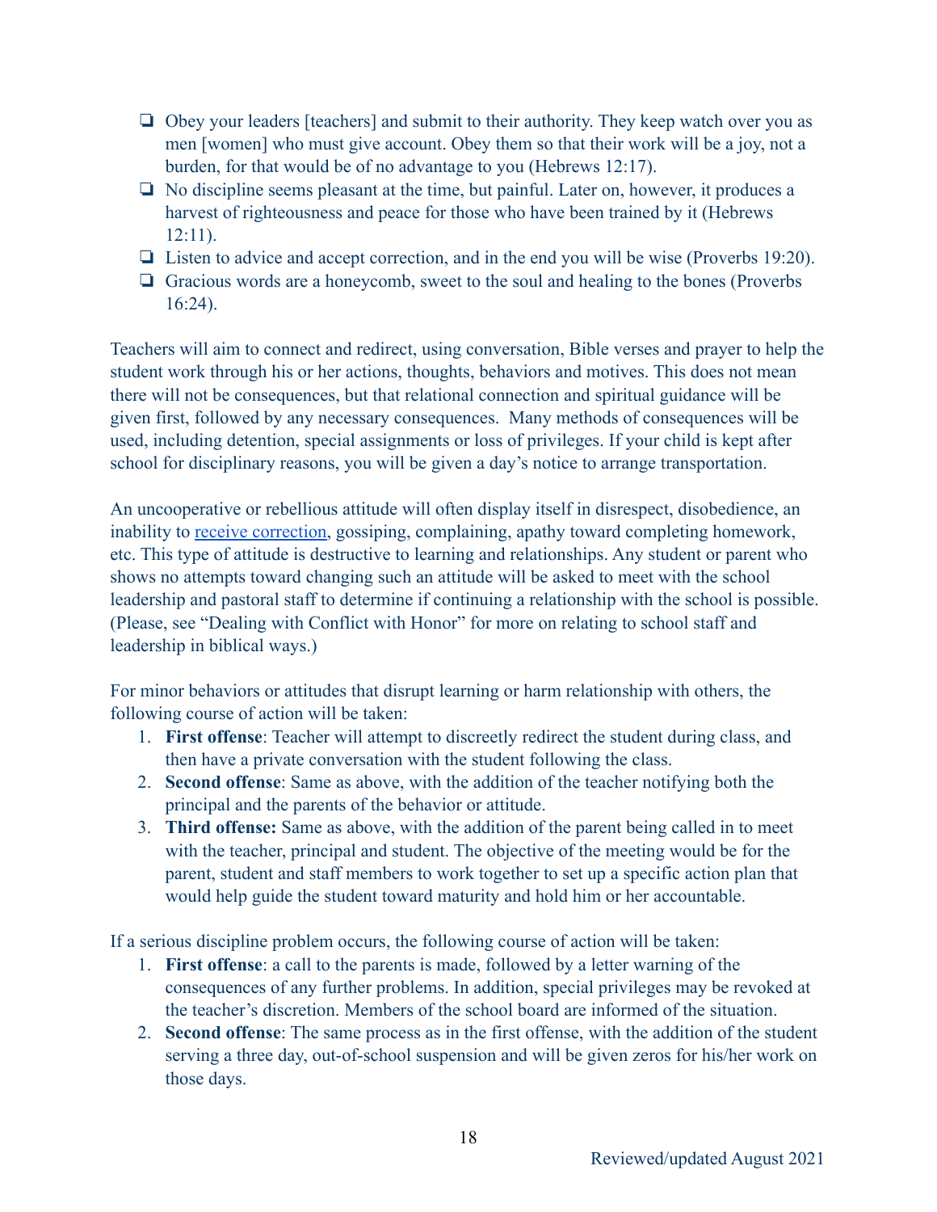- ❑ Obey your leaders [teachers] and submit to their authority. They keep watch over you as men [women] who must give account. Obey them so that their work will be a joy, not a burden, for that would be of no advantage to you (Hebrews 12:17).
- ❑ No discipline seems pleasant at the time, but painful. Later on, however, it produces a harvest of righteousness and peace for those who have been trained by it (Hebrews 12:11).
- ❑ Listen to advice and accept correction, and in the end you will be wise (Proverbs 19:20).
- ❑ Gracious words are a honeycomb, sweet to the soul and healing to the bones (Proverbs 16:24).

Teachers will aim to connect and redirect, using conversation, Bible verses and prayer to help the student work through his or her actions, thoughts, behaviors and motives. This does not mean there will not be consequences, but that relational connection and spiritual guidance will be given first, followed by any necessary consequences. Many methods of consequences will be used, including detention, special assignments or loss of privileges. If your child is kept after school for disciplinary reasons, you will be given a day's notice to arrange transportation.

An uncooperative or rebellious attitude will often display itself in disrespect, disobedience, an inability to receive correction, gossiping, complaining, apathy toward completing homework, etc. This type of attitude is destructive to learning and relationships. Any student or parent who shows no attempts toward changing such an attitude will be asked to meet with the school leadership and pastoral staff to determine if continuing a relationship with the school is possible. (Please, see "Dealing with Conflict with Honor" for more on relating to school staff and leadership in biblical ways.)

For minor behaviors or attitudes that disrupt learning or harm relationship with others, the following course of action will be taken:

1. **First offense**: Teacher will attempt to discreetly redirect the student during class, and then have a private conversation with the student following the class.
2. **Second offense**: Same as above, with the addition of the teacher notifying both the principal and the parents of the behavior or attitude.
3. **Third offense:** Same as above, with the addition of the parent being called in to meet with the teacher, principal and student. The objective of the meeting would be for the parent, student and staff members to work together to set up a specific action plan that would help guide the student toward maturity and hold him or her accountable.

If a serious discipline problem occurs, the following course of action will be taken:

1. **First offense**: a call to the parents is made, followed by a letter warning of the consequences of any further problems. In addition, special privileges may be revoked at the teacher's discretion. Members of the school board are informed of the situation.
2. **Second offense**: The same process as in the first offense, with the addition of the student serving a three day, out-of-school suspension and will be given zeros for his/her work on those days.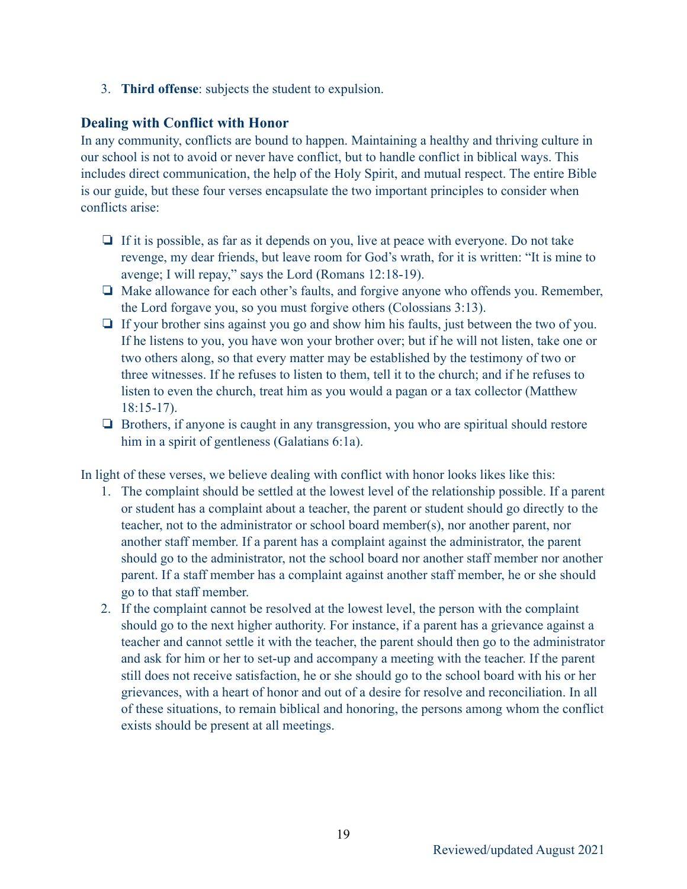3. **Third offense**: subjects the student to expulsion.

### Dealing with Conflict with Honor

In any community, conflicts are bound to happen. Maintaining a healthy and thriving culture in our school is not to avoid or never have conflict, but to handle conflict in biblical ways. This includes direct communication, the help of the Holy Spirit, and mutual respect. The entire Bible is our guide, but these four verses encapsulate the two important principles to consider when conflicts arise:

- If it is possible, as far as it depends on you, live at peace with everyone. Do not take revenge, my dear friends, but leave room for God's wrath, for it is written: "It is mine to avenge; I will repay," says the Lord (Romans 12:18-19).
- Make allowance for each other's faults, and forgive anyone who offends you. Remember, the Lord forgave you, so you must forgive others (Colossians 3:13).
- If your brother sins against you go and show him his faults, just between the two of you. If he listens to you, you have won your brother over; but if he will not listen, take one or two others along, so that every matter may be established by the testimony of two or three witnesses. If he refuses to listen to them, tell it to the church; and if he refuses to listen to even the church, treat him as you would a pagan or a tax collector (Matthew 18:15-17).
- Brothers, if anyone is caught in any transgression, you who are spiritual should restore him in a spirit of gentleness (Galatians 6:1a).

In light of these verses, we believe dealing with conflict with honor looks likes like this:

1. The complaint should be settled at the lowest level of the relationship possible. If a parent or student has a complaint about a teacher, the parent or student should go directly to the teacher, not to the administrator or school board member(s), nor another parent, nor another staff member. If a parent has a complaint against the administrator, the parent should go to the administrator, not the school board nor another staff member nor another parent. If a staff member has a complaint against another staff member, he or she should go to that staff member.
2. If the complaint cannot be resolved at the lowest level, the person with the complaint should go to the next higher authority. For instance, if a parent has a grievance against a teacher and cannot settle it with the teacher, the parent should then go to the administrator and ask for him or her to set-up and accompany a meeting with the teacher. If the parent still does not receive satisfaction, he or she should go to the school board with his or her grievances, with a heart of honor and out of a desire for resolve and reconciliation. In all of these situations, to remain biblical and honoring, the persons among whom the conflict exists should be present at all meetings.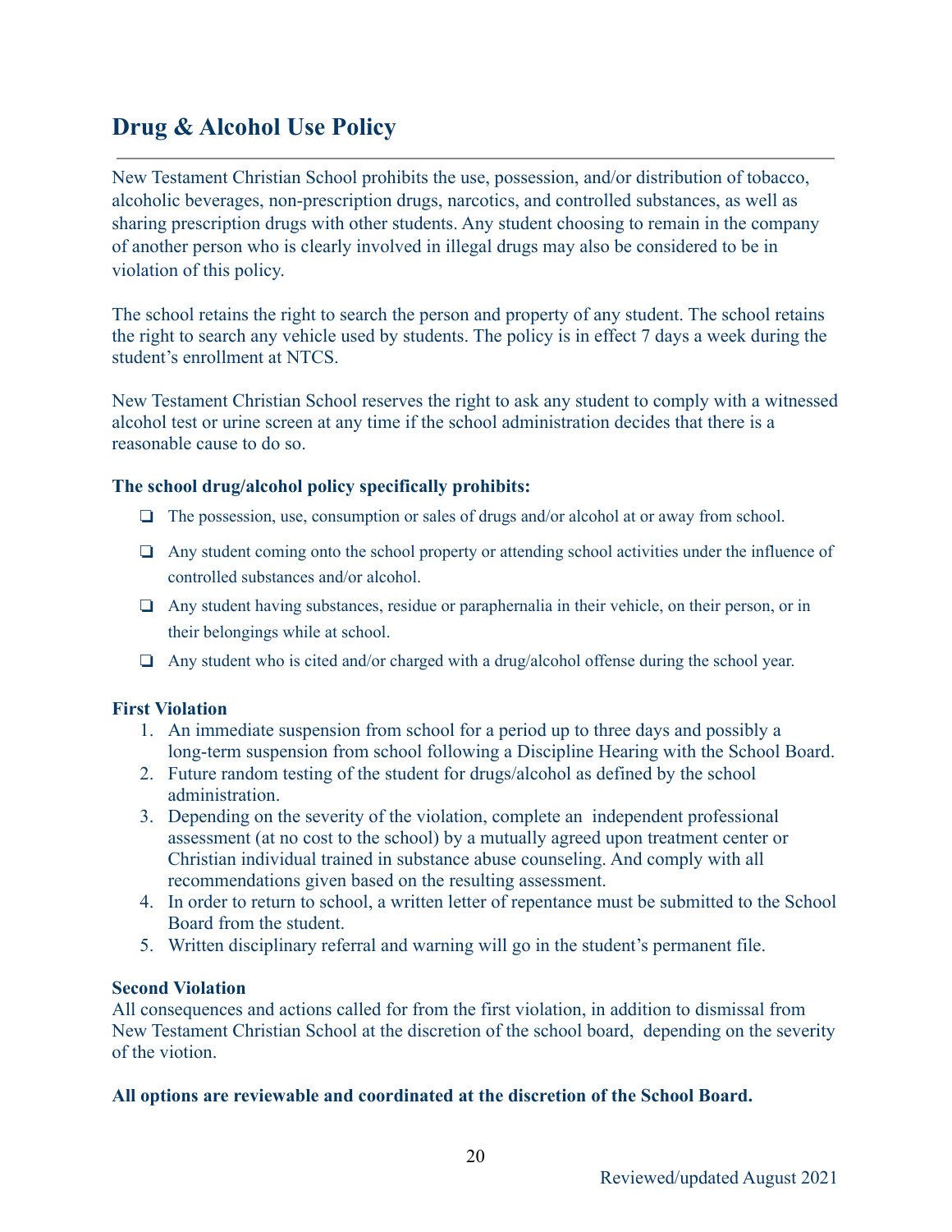## Drug & Alcohol Use Policy

New Testament Christian School prohibits the use, possession, and/or distribution of tobacco, alcoholic beverages, non-prescription drugs, narcotics, and controlled substances, as well as sharing prescription drugs with other students. Any student choosing to remain in the company of another person who is clearly involved in illegal drugs may also be considered to be in violation of this policy.

The school retains the right to search the person and property of any student. The school retains the right to search any vehicle used by students. The policy is in effect 7 days a week during the student's enrollment at NTCS.

New Testament Christian School reserves the right to ask any student to comply with a witnessed alcohol test or urine screen at any time if the school administration decides that there is a reasonable cause to do so.

**The school drug/alcohol policy specifically prohibits:**

- The possession, use, consumption or sales of drugs and/or alcohol at or away from school.
- Any student coming onto the school property or attending school activities under the influence of controlled substances and/or alcohol.
- Any student having substances, residue or paraphernalia in their vehicle, on their person, or in their belongings while at school.
- Any student who is cited and/or charged with a drug/alcohol offense during the school year.

**First Violation**

1. An immediate suspension from school for a period up to three days and possibly a long-term suspension from school following a Discipline Hearing with the School Board.
2. Future random testing of the student for drugs/alcohol as defined by the school administration.
3. Depending on the severity of the violation, complete an independent professional assessment (at no cost to the school) by a mutually agreed upon treatment center or Christian individual trained in substance abuse counseling. And comply with all recommendations given based on the resulting assessment.
4. In order to return to school, a written letter of repentance must be submitted to the School Board from the student.
5. Written disciplinary referral and warning will go in the student's permanent file.

**Second Violation**

All consequences and actions called for from the first violation, in addition to dismissal from New Testament Christian School at the discretion of the school board, depending on the severity of the viotion.

**All options are reviewable and coordinated at the discretion of the School Board.**

Reviewed/updated August 2021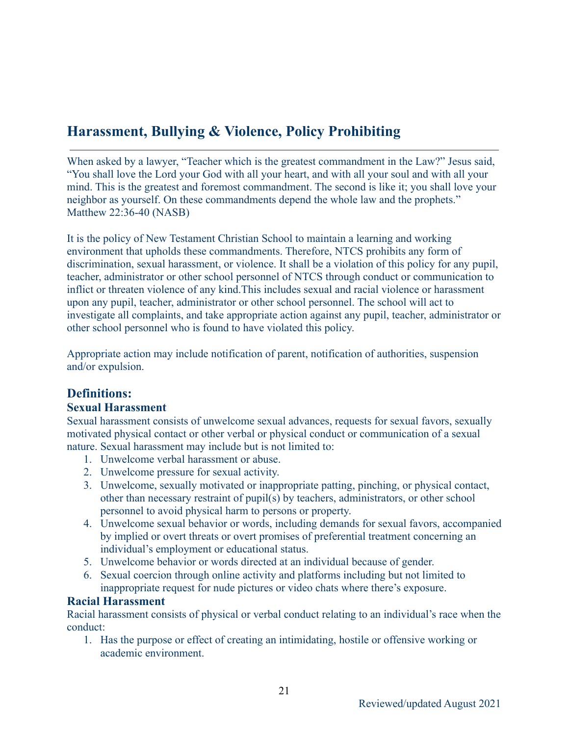# Harassment, Bullying & Violence, Policy Prohibiting

When asked by a lawyer, "Teacher which is the greatest commandment in the Law?" Jesus said, "You shall love the Lord your God with all your heart, and with all your soul and with all your mind. This is the greatest and foremost commandment. The second is like it; you shall love your neighbor as yourself. On these commandments depend the whole law and the prophets." Matthew 22:36-40 (NASB)

It is the policy of New Testament Christian School to maintain a learning and working environment that upholds these commandments. Therefore, NTCS prohibits any form of discrimination, sexual harassment, or violence. It shall be a violation of this policy for any pupil, teacher, administrator or other school personnel of NTCS through conduct or communication to inflict or threaten violence of any kind.This includes sexual and racial violence or harassment upon any pupil, teacher, administrator or other school personnel. The school will act to investigate all complaints, and take appropriate action against any pupil, teacher, administrator or other school personnel who is found to have violated this policy.

Appropriate action may include notification of parent, notification of authorities, suspension and/or expulsion.

## Definitions:

### Sexual Harassment

Sexual harassment consists of unwelcome sexual advances, requests for sexual favors, sexually motivated physical contact or other verbal or physical conduct or communication of a sexual nature. Sexual harassment may include but is not limited to:

1. Unwelcome verbal harassment or abuse.
2. Unwelcome pressure for sexual activity.
3. Unwelcome, sexually motivated or inappropriate patting, pinching, or physical contact, other than necessary restraint of pupil(s) by teachers, administrators, or other school personnel to avoid physical harm to persons or property.
4. Unwelcome sexual behavior or words, including demands for sexual favors, accompanied by implied or overt threats or overt promises of preferential treatment concerning an individual's employment or educational status.
5. Unwelcome behavior or words directed at an individual because of gender.
6. Sexual coercion through online activity and platforms including but not limited to inappropriate request for nude pictures or video chats where there's exposure.

### Racial Harassment

Racial harassment consists of physical or verbal conduct relating to an individual's race when the conduct:

1. Has the purpose or effect of creating an intimidating, hostile or offensive working or academic environment.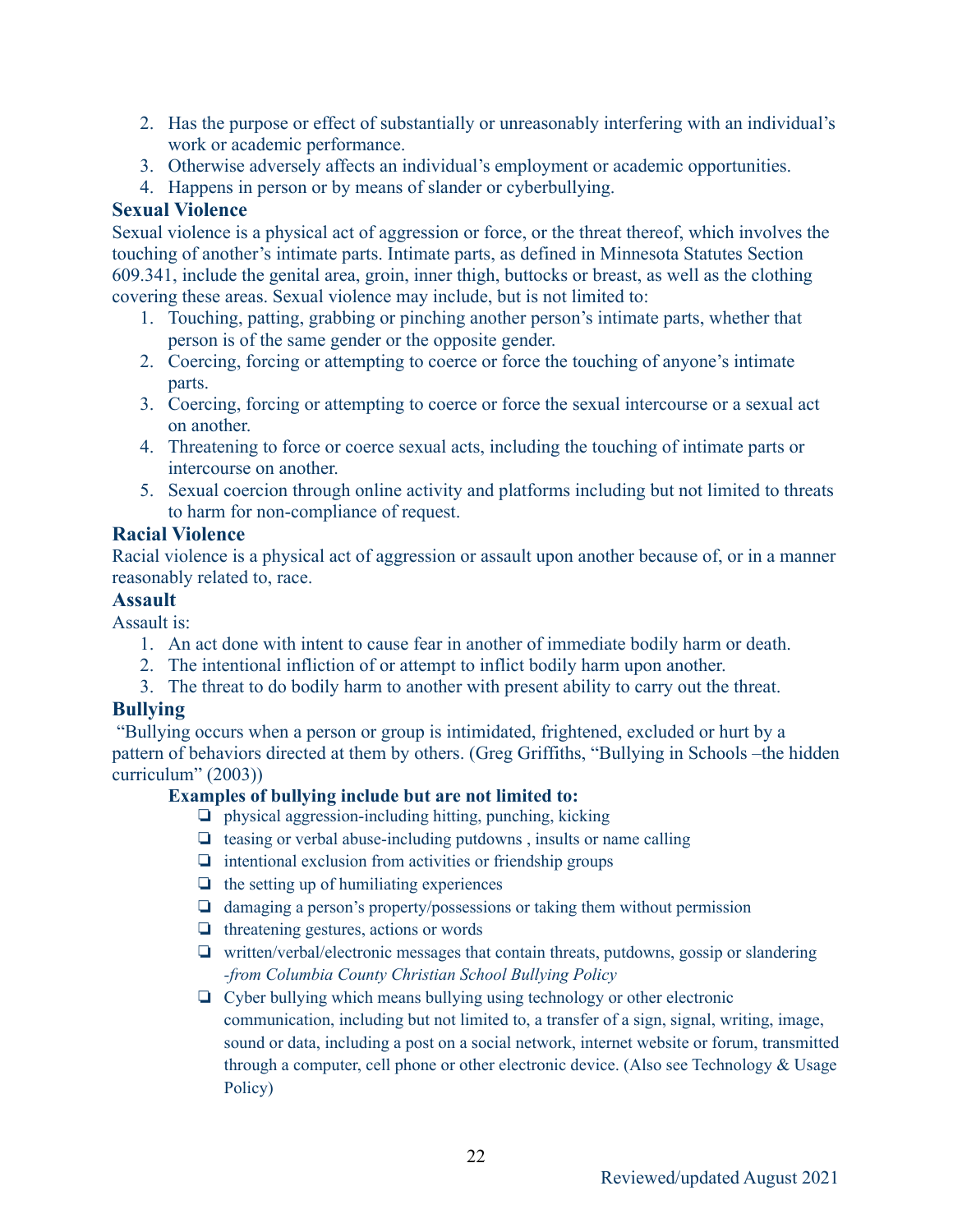2. Has the purpose or effect of substantially or unreasonably interfering with an individual's work or academic performance.
3. Otherwise adversely affects an individual's employment or academic opportunities.
4. Happens in person or by means of slander or cyberbullying.

**Sexual Violence**

Sexual violence is a physical act of aggression or force, or the threat thereof, which involves the touching of another's intimate parts. Intimate parts, as defined in Minnesota Statutes Section 609.341, include the genital area, groin, inner thigh, buttocks or breast, as well as the clothing covering these areas. Sexual violence may include, but is not limited to:

1. Touching, patting, grabbing or pinching another person's intimate parts, whether that person is of the same gender or the opposite gender.
2. Coercing, forcing or attempting to coerce or force the touching of anyone's intimate parts.
3. Coercing, forcing or attempting to coerce or force the sexual intercourse or a sexual act on another.
4. Threatening to force or coerce sexual acts, including the touching of intimate parts or intercourse on another.
5. Sexual coercion through online activity and platforms including but not limited to threats to harm for non-compliance of request.

**Racial Violence**

Racial violence is a physical act of aggression or assault upon another because of, or in a manner reasonably related to, race.

**Assault**

Assault is:

1. An act done with intent to cause fear in another of immediate bodily harm or death.
2. The intentional infliction of or attempt to inflict bodily harm upon another.
3. The threat to do bodily harm to another with present ability to carry out the threat.

**Bullying**

"Bullying occurs when a person or group is intimidated, frightened, excluded or hurt by a pattern of behaviors directed at them by others. (Greg Griffiths, "Bullying in Schools –the hidden curriculum" (2003))

**Examples of bullying include but are not limited to:**

- physical aggression-including hitting, punching, kicking
- teasing or verbal abuse-including putdowns , insults or name calling
- intentional exclusion from activities or friendship groups
- the setting up of humiliating experiences
- damaging a person's property/possessions or taking them without permission
- threatening gestures, actions or words
- written/verbal/electronic messages that contain threats, putdowns, gossip or slandering *-from Columbia County Christian School Bullying Policy*
- Cyber bullying which means bullying using technology or other electronic communication, including but not limited to, a transfer of a sign, signal, writing, image, sound or data, including a post on a social network, internet website or forum, transmitted through a computer, cell phone or other electronic device. (Also see Technology & Usage Policy)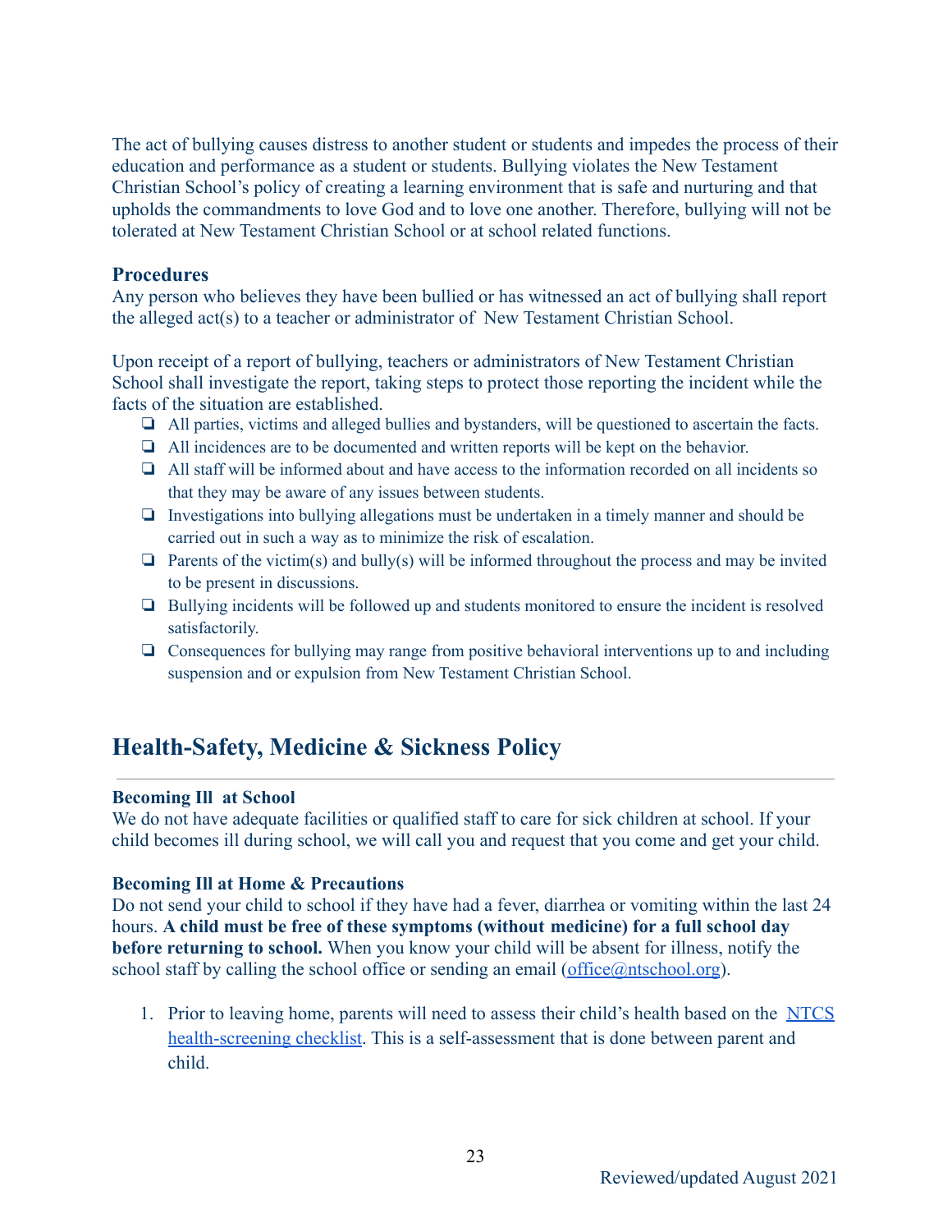The act of bullying causes distress to another student or students and impedes the process of their education and performance as a student or students. Bullying violates the New Testament Christian School's policy of creating a learning environment that is safe and nurturing and that upholds the commandments to love God and to love one another. Therefore, bullying will not be tolerated at New Testament Christian School or at school related functions.

### Procedures

Any person who believes they have been bullied or has witnessed an act of bullying shall report the alleged act(s) to a teacher or administrator of New Testament Christian School.

Upon receipt of a report of bullying, teachers or administrators of New Testament Christian School shall investigate the report, taking steps to protect those reporting the incident while the facts of the situation are established.

- All parties, victims and alleged bullies and bystanders, will be questioned to ascertain the facts.
- All incidences are to be documented and written reports will be kept on the behavior.
- All staff will be informed about and have access to the information recorded on all incidents so that they may be aware of any issues between students.
- Investigations into bullying allegations must be undertaken in a timely manner and should be carried out in such a way as to minimize the risk of escalation.
- Parents of the victim(s) and bully(s) will be informed throughout the process and may be invited to be present in discussions.
- Bullying incidents will be followed up and students monitored to ensure the incident is resolved satisfactorily.
- Consequences for bullying may range from positive behavioral interventions up to and including suspension and or expulsion from New Testament Christian School.

## Health-Safety, Medicine & Sickness Policy

**Becoming Ill at School**

We do not have adequate facilities or qualified staff to care for sick children at school. If your child becomes ill during school, we will call you and request that you come and get your child.

**Becoming Ill at Home & Precautions**

Do not send your child to school if they have had a fever, diarrhea or vomiting within the last 24 hours. **A child must be free of these symptoms (without medicine) for a full school day before returning to school.** When you know your child will be absent for illness, notify the school staff by calling the school office or sending an email (office@ntschool.org).

1. Prior to leaving home, parents will need to assess their child's health based on the NTCS health-screening checklist. This is a self-assessment that is done between parent and child.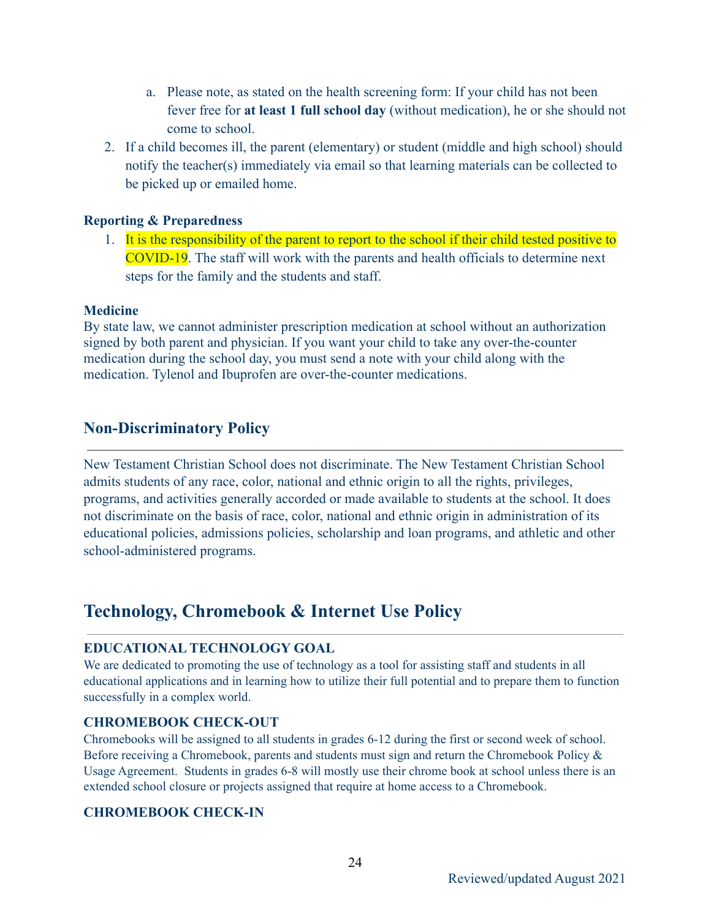a. Please note, as stated on the health screening form: If your child has not been fever free for **at least 1 full school day** (without medication), he or she should not come to school.
2. If a child becomes ill, the parent (elementary) or student (middle and high school) should notify the teacher(s) immediately via email so that learning materials can be collected to be picked up or emailed home.

**Reporting & Preparedness**

1. It is the responsibility of the parent to report to the school if their child tested positive to COVID-19. The staff will work with the parents and health officials to determine next steps for the family and the students and staff.

**Medicine**

By state law, we cannot administer prescription medication at school without an authorization signed by both parent and physician. If you want your child to take any over-the-counter medication during the school day, you must send a note with your child along with the medication. Tylenol and Ibuprofen are over-the-counter medications.

## Non-Discriminatory Policy

New Testament Christian School does not discriminate. The New Testament Christian School admits students of any race, color, national and ethnic origin to all the rights, privileges, programs, and activities generally accorded or made available to students at the school. It does not discriminate on the basis of race, color, national and ethnic origin in administration of its educational policies, admissions policies, scholarship and loan programs, and athletic and other school-administered programs.

# Technology, Chromebook & Internet Use Policy

### EDUCATIONAL TECHNOLOGY GOAL

We are dedicated to promoting the use of technology as a tool for assisting staff and students in all educational applications and in learning how to utilize their full potential and to prepare them to function successfully in a complex world.

### CHROMEBOOK CHECK-OUT

Chromebooks will be assigned to all students in grades 6-12 during the first or second week of school. Before receiving a Chromebook, parents and students must sign and return the Chromebook Policy & Usage Agreement. Students in grades 6-8 will mostly use their chrome book at school unless there is an extended school closure or projects assigned that require at home access to a Chromebook.

### CHROMEBOOK CHECK-IN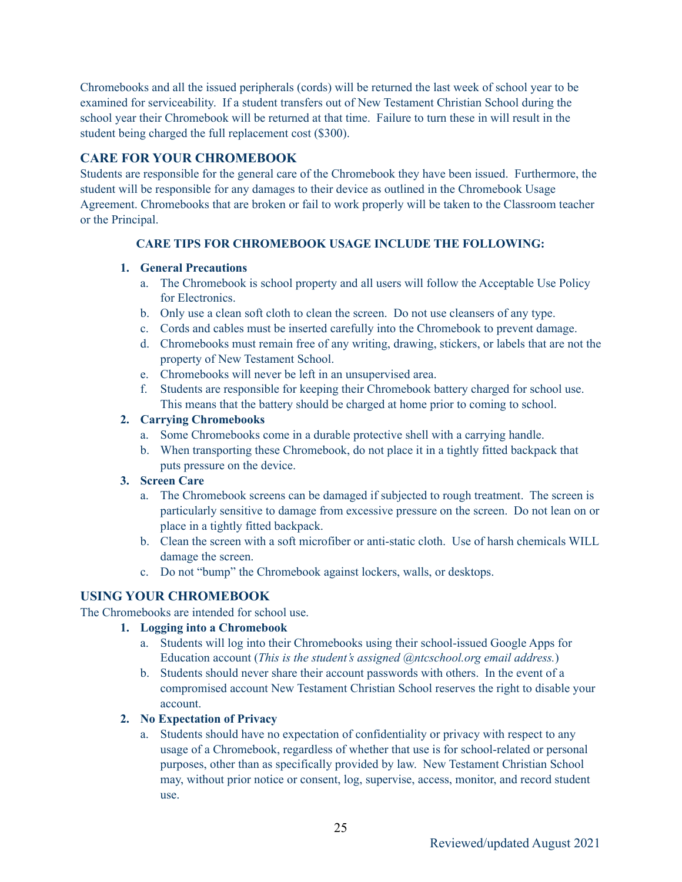Chromebooks and all the issued peripherals (cords) will be returned the last week of school year to be examined for serviceability. If a student transfers out of New Testament Christian School during the school year their Chromebook will be returned at that time. Failure to turn these in will result in the student being charged the full replacement cost ($300).

## CARE FOR YOUR CHROMEBOOK

Students are responsible for the general care of the Chromebook they have been issued. Furthermore, the student will be responsible for any damages to their device as outlined in the Chromebook Usage Agreement. Chromebooks that are broken or fail to work properly will be taken to the Classroom teacher or the Principal.

### CARE TIPS FOR CHROMEBOOK USAGE INCLUDE THE FOLLOWING:

1. **General Precautions**
   a. The Chromebook is school property and all users will follow the Acceptable Use Policy for Electronics.
   b. Only use a clean soft cloth to clean the screen. Do not use cleansers of any type.
   c. Cords and cables must be inserted carefully into the Chromebook to prevent damage.
   d. Chromebooks must remain free of any writing, drawing, stickers, or labels that are not the property of New Testament School.
   e. Chromebooks will never be left in an unsupervised area.
   f. Students are responsible for keeping their Chromebook battery charged for school use. This means that the battery should be charged at home prior to coming to school.
2. **Carrying Chromebooks**
   a. Some Chromebooks come in a durable protective shell with a carrying handle.
   b. When transporting these Chromebook, do not place it in a tightly fitted backpack that puts pressure on the device.
3. **Screen Care**
   a. The Chromebook screens can be damaged if subjected to rough treatment. The screen is particularly sensitive to damage from excessive pressure on the screen. Do not lean on or place in a tightly fitted backpack.
   b. Clean the screen with a soft microfiber or anti-static cloth. Use of harsh chemicals WILL damage the screen.
   c. Do not "bump" the Chromebook against lockers, walls, or desktops.

## USING YOUR CHROMEBOOK

The Chromebooks are intended for school use.

1. **Logging into a Chromebook**
   a. Students will log into their Chromebooks using their school-issued Google Apps for Education account (*This is the student's assigned @ntcschool.org email address.*)
   b. Students should never share their account passwords with others. In the event of a compromised account New Testament Christian School reserves the right to disable your account.
2. **No Expectation of Privacy**
   a. Students should have no expectation of confidentiality or privacy with respect to any usage of a Chromebook, regardless of whether that use is for school-related or personal purposes, other than as specifically provided by law. New Testament Christian School may, without prior notice or consent, log, supervise, access, monitor, and record student use.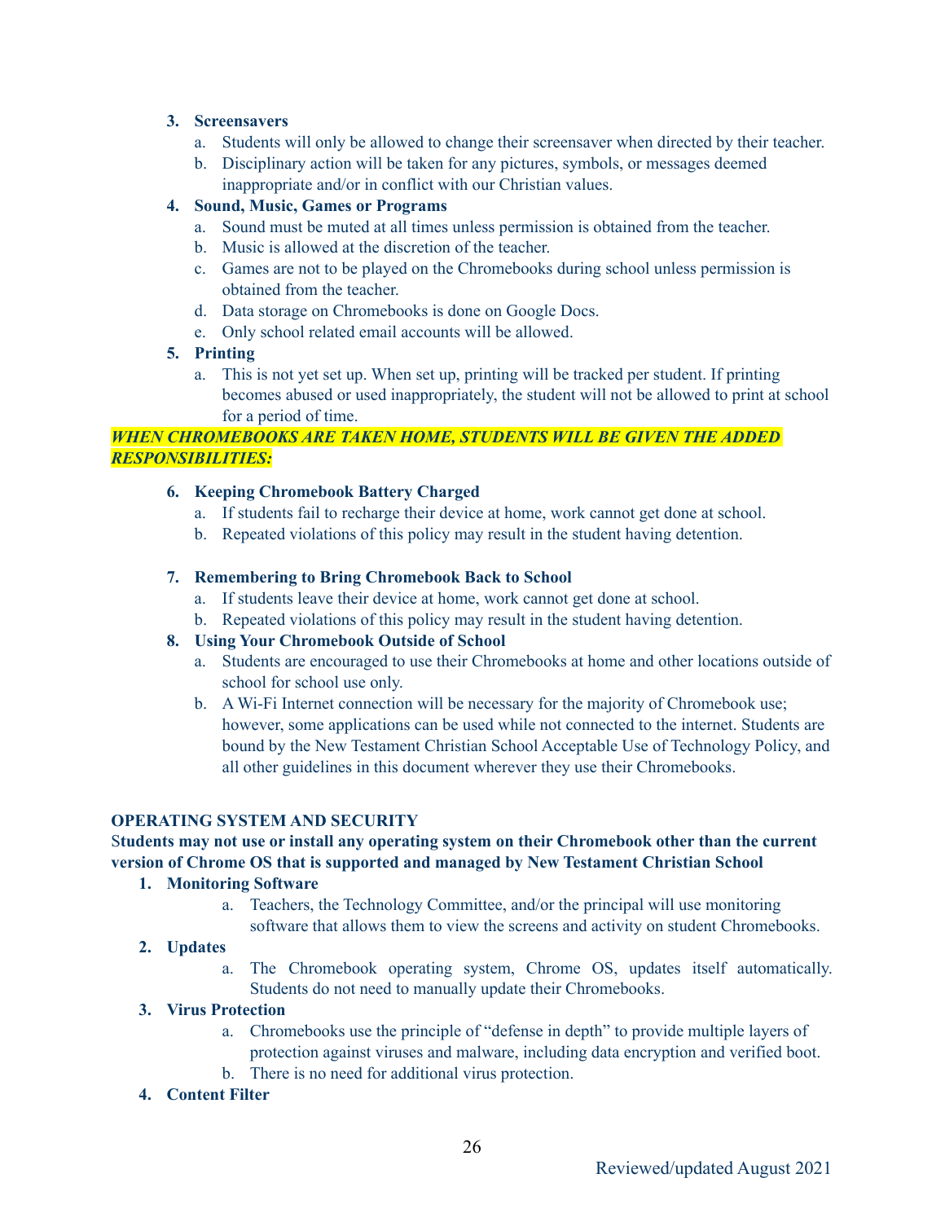3. **Screensavers**
    a. Students will only be allowed to change their screensaver when directed by their teacher.
    b. Disciplinary action will be taken for any pictures, symbols, or messages deemed inappropriate and/or in conflict with our Christian values.
4. **Sound, Music, Games or Programs**
    a. Sound must be muted at all times unless permission is obtained from the teacher.
    b. Music is allowed at the discretion of the teacher.
    c. Games are not to be played on the Chromebooks during school unless permission is obtained from the teacher.
    d. Data storage on Chromebooks is done on Google Docs.
    e. Only school related email accounts will be allowed.
5. **Printing**
    a. This is not yet set up. When set up, printing will be tracked per student. If printing becomes abused or used inappropriately, the student will not be allowed to print at school for a period of time.

***WHEN CHROMEBOOKS ARE TAKEN HOME, STUDENTS WILL BE GIVEN THE ADDED RESPONSIBILITIES:***

6. **Keeping Chromebook Battery Charged**
    a. If students fail to recharge their device at home, work cannot get done at school.
    b. Repeated violations of this policy may result in the student having detention.
7. **Remembering to Bring Chromebook Back to School**
    a. If students leave their device at home, work cannot get done at school.
    b. Repeated violations of this policy may result in the student having detention.
8. **Using Your Chromebook Outside of School**
    a. Students are encouraged to use their Chromebooks at home and other locations outside of school for school use only.
    b. A Wi-Fi Internet connection will be necessary for the majority of Chromebook use; however, some applications can be used while not connected to the internet. Students are bound by the New Testament Christian School Acceptable Use of Technology Policy, and all other guidelines in this document wherever they use their Chromebooks.

**OPERATING SYSTEM AND SECURITY**

**Students may not use or install any operating system on their Chromebook other than the current version of Chrome OS that is supported and managed by New Testament Christian School**

1. **Monitoring Software**
    a. Teachers, the Technology Committee, and/or the principal will use monitoring software that allows them to view the screens and activity on student Chromebooks.
2. **Updates**
    a. The Chromebook operating system, Chrome OS, updates itself automatically. Students do not need to manually update their Chromebooks.
3. **Virus Protection**
    a. Chromebooks use the principle of "defense in depth" to provide multiple layers of protection against viruses and malware, including data encryption and verified boot.
    b. There is no need for additional virus protection.
4. **Content Filter**

Reviewed/updated August 2021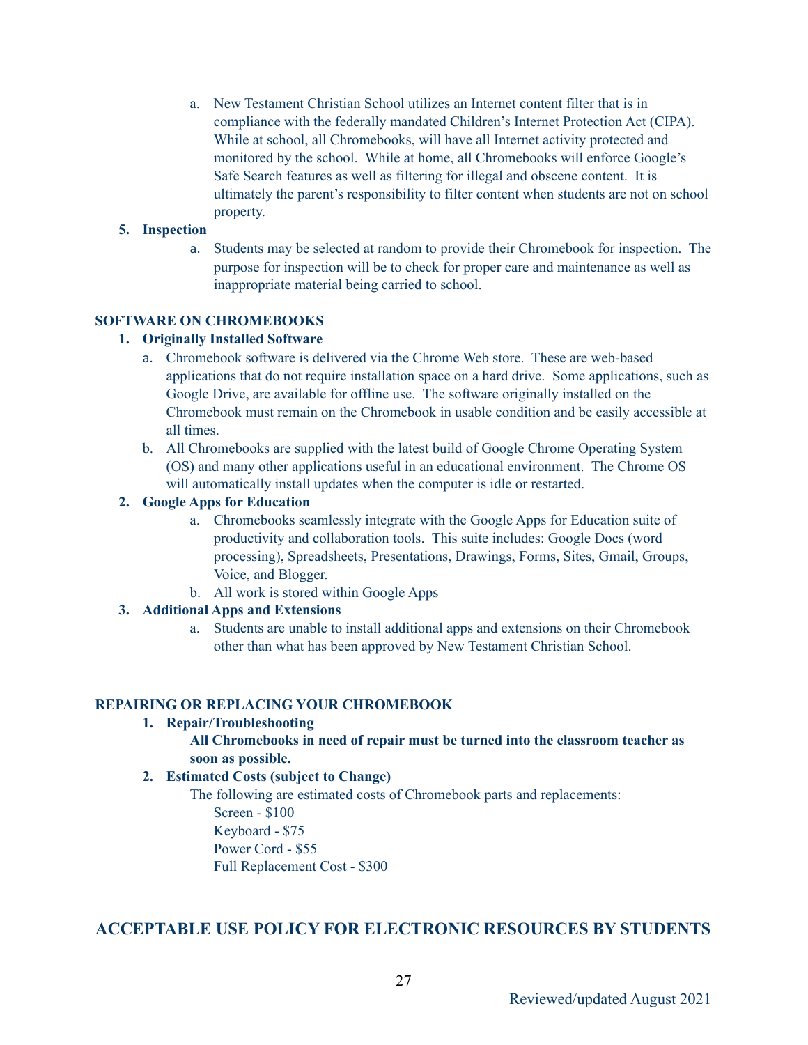a. New Testament Christian School utilizes an Internet content filter that is in compliance with the federally mandated Children's Internet Protection Act (CIPA). While at school, all Chromebooks, will have all Internet activity protected and monitored by the school. While at home, all Chromebooks will enforce Google's Safe Search features as well as filtering for illegal and obscene content. It is ultimately the parent's responsibility to filter content when students are not on school property.

**5. Inspection**

a. Students may be selected at random to provide their Chromebook for inspection. The purpose for inspection will be to check for proper care and maintenance as well as inappropriate material being carried to school.

### SOFTWARE ON CHROMEBOOKS

**1. Originally Installed Software**

a. Chromebook software is delivered via the Chrome Web store. These are web-based applications that do not require installation space on a hard drive. Some applications, such as Google Drive, are available for offline use. The software originally installed on the Chromebook must remain on the Chromebook in usable condition and be easily accessible at all times.

b. All Chromebooks are supplied with the latest build of Google Chrome Operating System (OS) and many other applications useful in an educational environment. The Chrome OS will automatically install updates when the computer is idle or restarted.

**2. Google Apps for Education**

a. Chromebooks seamlessly integrate with the Google Apps for Education suite of productivity and collaboration tools. This suite includes: Google Docs (word processing), Spreadsheets, Presentations, Drawings, Forms, Sites, Gmail, Groups, Voice, and Blogger.

b. All work is stored within Google Apps

**3. Additional Apps and Extensions**

a. Students are unable to install additional apps and extensions on their Chromebook other than what has been approved by New Testament Christian School.

### REPAIRING OR REPLACING YOUR CHROMEBOOK

**1. Repair/Troubleshooting**

**All Chromebooks in need of repair must be turned into the classroom teacher as soon as possible.**

**2. Estimated Costs (subject to Change)**

The following are estimated costs of Chromebook parts and replacements:

Screen - $100
Keyboard - $75
Power Cord - $55
Full Replacement Cost - $300

## ACCEPTABLE USE POLICY FOR ELECTRONIC RESOURCES BY STUDENTS

Reviewed/updated August 2021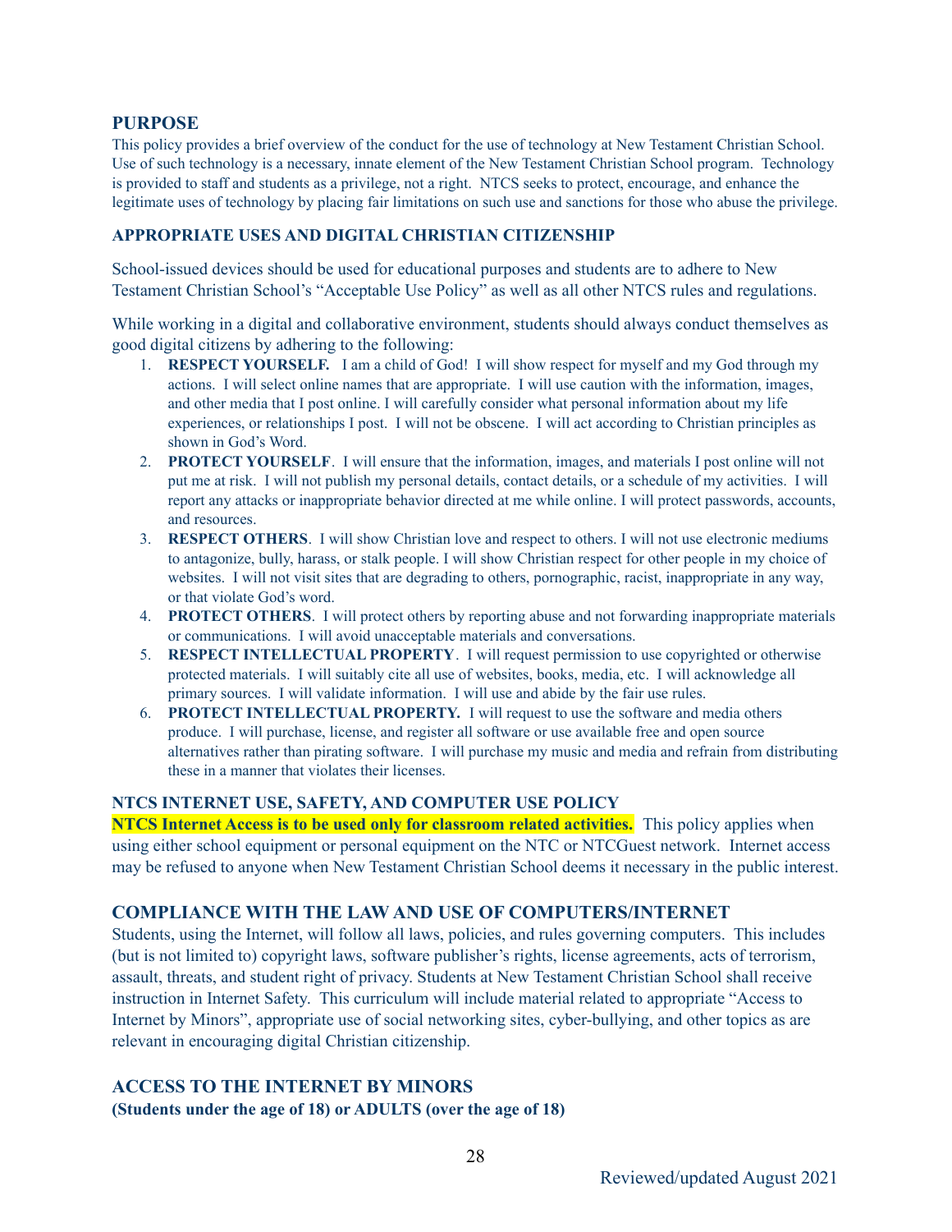## PURPOSE

This policy provides a brief overview of the conduct for the use of technology at New Testament Christian School. Use of such technology is a necessary, innate element of the New Testament Christian School program. Technology is provided to staff and students as a privilege, not a right. NTCS seeks to protect, encourage, and enhance the legitimate uses of technology by placing fair limitations on such use and sanctions for those who abuse the privilege.

### APPROPRIATE USES AND DIGITAL CHRISTIAN CITIZENSHIP

School-issued devices should be used for educational purposes and students are to adhere to New Testament Christian School's "Acceptable Use Policy" as well as all other NTCS rules and regulations.

While working in a digital and collaborative environment, students should always conduct themselves as good digital citizens by adhering to the following:

1. **RESPECT YOURSELF.** I am a child of God! I will show respect for myself and my God through my actions. I will select online names that are appropriate. I will use caution with the information, images, and other media that I post online. I will carefully consider what personal information about my life experiences, or relationships I post. I will not be obscene. I will act according to Christian principles as shown in God's Word.
2. **PROTECT YOURSELF**. I will ensure that the information, images, and materials I post online will not put me at risk. I will not publish my personal details, contact details, or a schedule of my activities. I will report any attacks or inappropriate behavior directed at me while online. I will protect passwords, accounts, and resources.
3. **RESPECT OTHERS**. I will show Christian love and respect to others. I will not use electronic mediums to antagonize, bully, harass, or stalk people. I will show Christian respect for other people in my choice of websites. I will not visit sites that are degrading to others, pornographic, racist, inappropriate in any way, or that violate God's word.
4. **PROTECT OTHERS**. I will protect others by reporting abuse and not forwarding inappropriate materials or communications. I will avoid unacceptable materials and conversations.
5. **RESPECT INTELLECTUAL PROPERTY**. I will request permission to use copyrighted or otherwise protected materials. I will suitably cite all use of websites, books, media, etc. I will acknowledge all primary sources. I will validate information. I will use and abide by the fair use rules.
6. **PROTECT INTELLECTUAL PROPERTY.** I will request to use the software and media others produce. I will purchase, license, and register all software or use available free and open source alternatives rather than pirating software. I will purchase my music and media and refrain from distributing these in a manner that violates their licenses.

### NTCS INTERNET USE, SAFETY, AND COMPUTER USE POLICY

**NTCS Internet Access is to be used only for classroom related activities.** This policy applies when using either school equipment or personal equipment on the NTC or NTCGuest network. Internet access may be refused to anyone when New Testament Christian School deems it necessary in the public interest.

## COMPLIANCE WITH THE LAW AND USE OF COMPUTERS/INTERNET

Students, using the Internet, will follow all laws, policies, and rules governing computers. This includes (but is not limited to) copyright laws, software publisher's rights, license agreements, acts of terrorism, assault, threats, and student right of privacy. Students at New Testament Christian School shall receive instruction in Internet Safety. This curriculum will include material related to appropriate "Access to Internet by Minors", appropriate use of social networking sites, cyber-bullying, and other topics as are relevant in encouraging digital Christian citizenship.

## ACCESS TO THE INTERNET BY MINORS

**(Students under the age of 18) or ADULTS (over the age of 18)**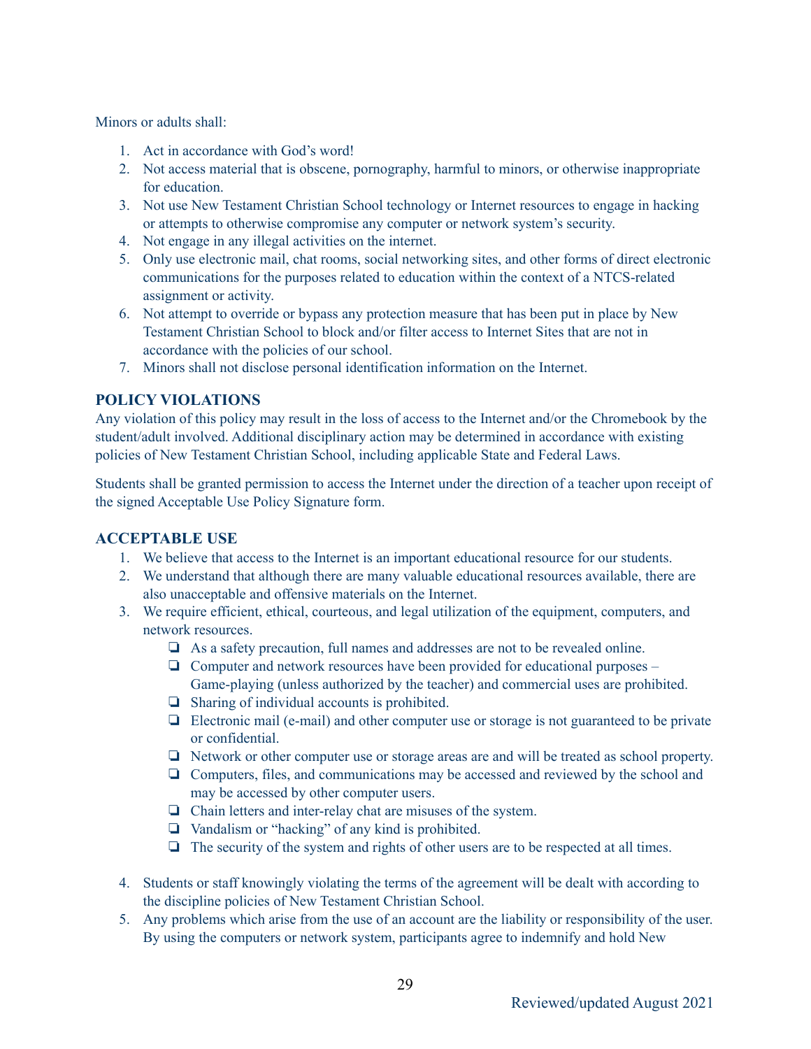Minors or adults shall:

1. Act in accordance with God's word!
2. Not access material that is obscene, pornography, harmful to minors, or otherwise inappropriate for education.
3. Not use New Testament Christian School technology or Internet resources to engage in hacking or attempts to otherwise compromise any computer or network system's security.
4. Not engage in any illegal activities on the internet.
5. Only use electronic mail, chat rooms, social networking sites, and other forms of direct electronic communications for the purposes related to education within the context of a NTCS-related assignment or activity.
6. Not attempt to override or bypass any protection measure that has been put in place by New Testament Christian School to block and/or filter access to Internet Sites that are not in accordance with the policies of our school.
7. Minors shall not disclose personal identification information on the Internet.

### POLICY VIOLATIONS

Any violation of this policy may result in the loss of access to the Internet and/or the Chromebook by the student/adult involved. Additional disciplinary action may be determined in accordance with existing policies of New Testament Christian School, including applicable State and Federal Laws.

Students shall be granted permission to access the Internet under the direction of a teacher upon receipt of the signed Acceptable Use Policy Signature form.

### ACCEPTABLE USE

1. We believe that access to the Internet is an important educational resource for our students.
2. We understand that although there are many valuable educational resources available, there are also unacceptable and offensive materials on the Internet.
3. We require efficient, ethical, courteous, and legal utilization of the equipment, computers, and network resources.
   - As a safety precaution, full names and addresses are not to be revealed online.
   - Computer and network resources have been provided for educational purposes – Game-playing (unless authorized by the teacher) and commercial uses are prohibited.
   - Sharing of individual accounts is prohibited.
   - Electronic mail (e-mail) and other computer use or storage is not guaranteed to be private or confidential.
   - Network or other computer use or storage areas are and will be treated as school property.
   - Computers, files, and communications may be accessed and reviewed by the school and may be accessed by other computer users.
   - Chain letters and inter-relay chat are misuses of the system.
   - Vandalism or "hacking" of any kind is prohibited.
   - The security of the system and rights of other users are to be respected at all times.

4. Students or staff knowingly violating the terms of the agreement will be dealt with according to the discipline policies of New Testament Christian School.
5. Any problems which arise from the use of an account are the liability or responsibility of the user. By using the computers or network system, participants agree to indemnify and hold New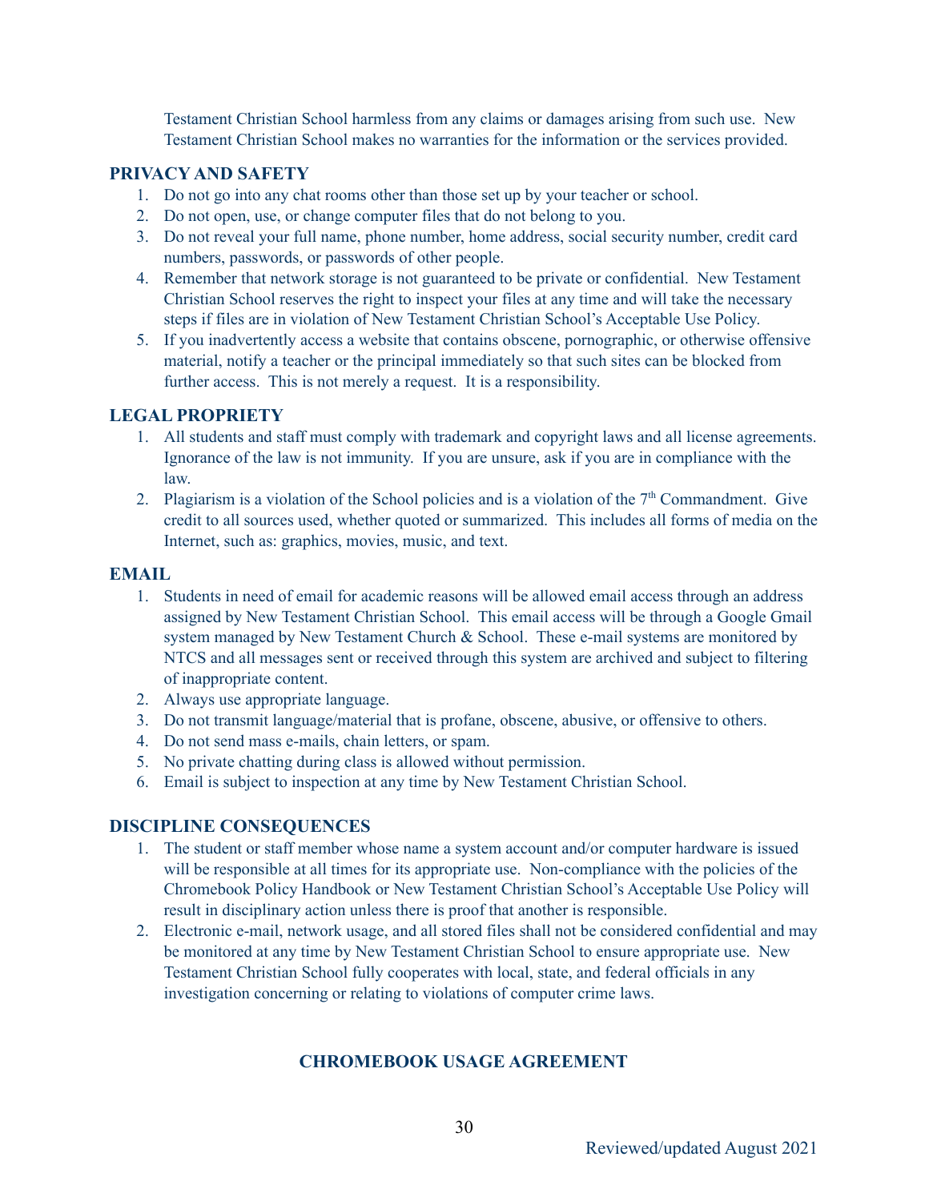Testament Christian School harmless from any claims or damages arising from such use. New Testament Christian School makes no warranties for the information or the services provided.

## PRIVACY AND SAFETY

1. Do not go into any chat rooms other than those set up by your teacher or school.
2. Do not open, use, or change computer files that do not belong to you.
3. Do not reveal your full name, phone number, home address, social security number, credit card numbers, passwords, or passwords of other people.
4. Remember that network storage is not guaranteed to be private or confidential. New Testament Christian School reserves the right to inspect your files at any time and will take the necessary steps if files are in violation of New Testament Christian School's Acceptable Use Policy.
5. If you inadvertently access a website that contains obscene, pornographic, or otherwise offensive material, notify a teacher or the principal immediately so that such sites can be blocked from further access. This is not merely a request. It is a responsibility.

## LEGAL PROPRIETY

1. All students and staff must comply with trademark and copyright laws and all license agreements. Ignorance of the law is not immunity. If you are unsure, ask if you are in compliance with the law.
2. Plagiarism is a violation of the School policies and is a violation of the 7th Commandment. Give credit to all sources used, whether quoted or summarized. This includes all forms of media on the Internet, such as: graphics, movies, music, and text.

## EMAIL

1. Students in need of email for academic reasons will be allowed email access through an address assigned by New Testament Christian School. This email access will be through a Google Gmail system managed by New Testament Church & School. These e-mail systems are monitored by NTCS and all messages sent or received through this system are archived and subject to filtering of inappropriate content.
2. Always use appropriate language.
3. Do not transmit language/material that is profane, obscene, abusive, or offensive to others.
4. Do not send mass e-mails, chain letters, or spam.
5. No private chatting during class is allowed without permission.
6. Email is subject to inspection at any time by New Testament Christian School.

## DISCIPLINE CONSEQUENCES

1. The student or staff member whose name a system account and/or computer hardware is issued will be responsible at all times for its appropriate use. Non-compliance with the policies of the Chromebook Policy Handbook or New Testament Christian School's Acceptable Use Policy will result in disciplinary action unless there is proof that another is responsible.
2. Electronic e-mail, network usage, and all stored files shall not be considered confidential and may be monitored at any time by New Testament Christian School to ensure appropriate use. New Testament Christian School fully cooperates with local, state, and federal officials in any investigation concerning or relating to violations of computer crime laws.

## CHROMEBOOK USAGE AGREEMENT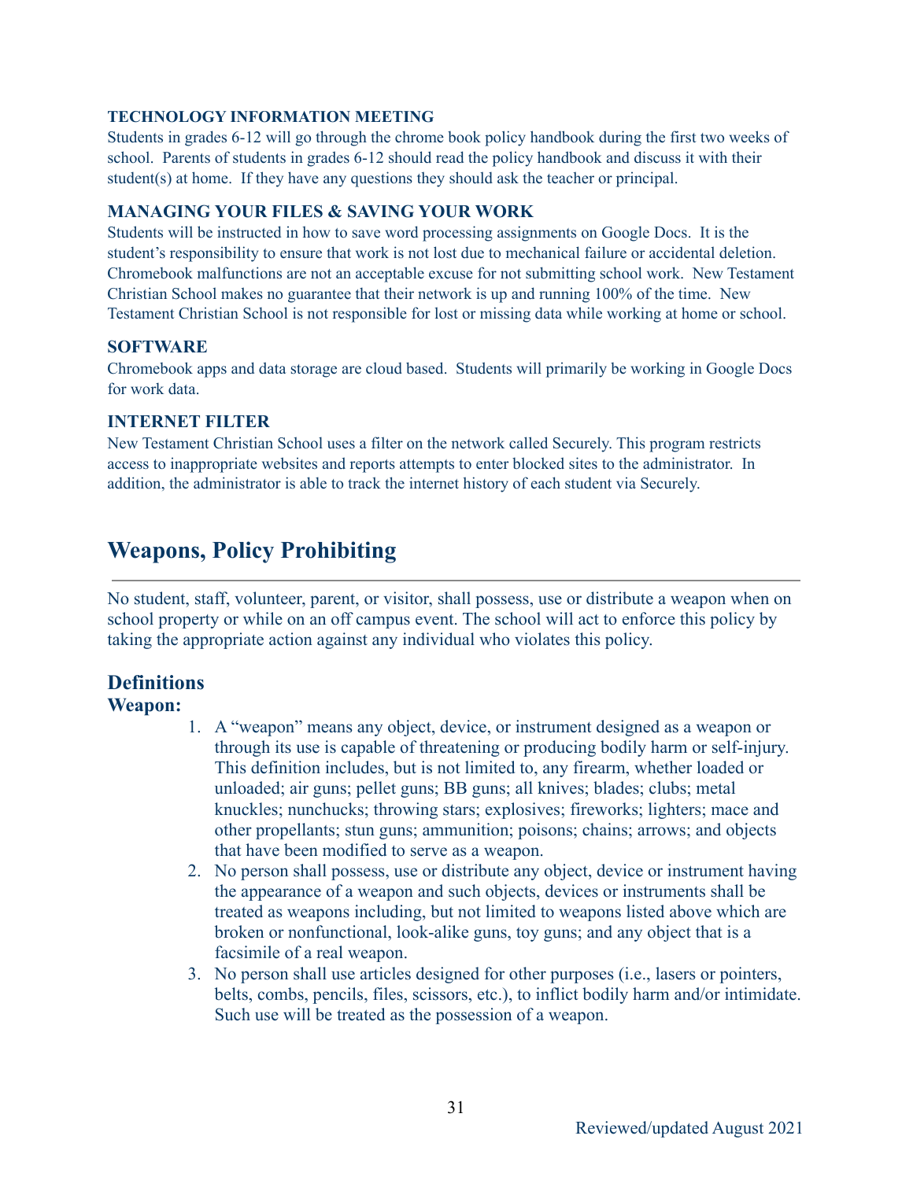### TECHNOLOGY INFORMATION MEETING

Students in grades 6-12 will go through the chrome book policy handbook during the first two weeks of school. Parents of students in grades 6-12 should read the policy handbook and discuss it with their student(s) at home. If they have any questions they should ask the teacher or principal.

### MANAGING YOUR FILES & SAVING YOUR WORK

Students will be instructed in how to save word processing assignments on Google Docs. It is the student's responsibility to ensure that work is not lost due to mechanical failure or accidental deletion. Chromebook malfunctions are not an acceptable excuse for not submitting school work. New Testament Christian School makes no guarantee that their network is up and running 100% of the time. New Testament Christian School is not responsible for lost or missing data while working at home or school.

### SOFTWARE

Chromebook apps and data storage are cloud based. Students will primarily be working in Google Docs for work data.

### INTERNET FILTER

New Testament Christian School uses a filter on the network called Securely. This program restricts access to inappropriate websites and reports attempts to enter blocked sites to the administrator. In addition, the administrator is able to track the internet history of each student via Securely.

# Weapons, Policy Prohibiting

---

No student, staff, volunteer, parent, or visitor, shall possess, use or distribute a weapon when on school property or while on an off campus event. The school will act to enforce this policy by taking the appropriate action against any individual who violates this policy.

## Definitions

### Weapon:

1. A "weapon" means any object, device, or instrument designed as a weapon or through its use is capable of threatening or producing bodily harm or self-injury. This definition includes, but is not limited to, any firearm, whether loaded or unloaded; air guns; pellet guns; BB guns; all knives; blades; clubs; metal knuckles; nunchucks; throwing stars; explosives; fireworks; lighters; mace and other propellants; stun guns; ammunition; poisons; chains; arrows; and objects that have been modified to serve as a weapon.
2. No person shall possess, use or distribute any object, device or instrument having the appearance of a weapon and such objects, devices or instruments shall be treated as weapons including, but not limited to weapons listed above which are broken or nonfunctional, look-alike guns, toy guns; and any object that is a facsimile of a real weapon.
3. No person shall use articles designed for other purposes (i.e., lasers or pointers, belts, combs, pencils, files, scissors, etc.), to inflict bodily harm and/or intimidate. Such use will be treated as the possession of a weapon.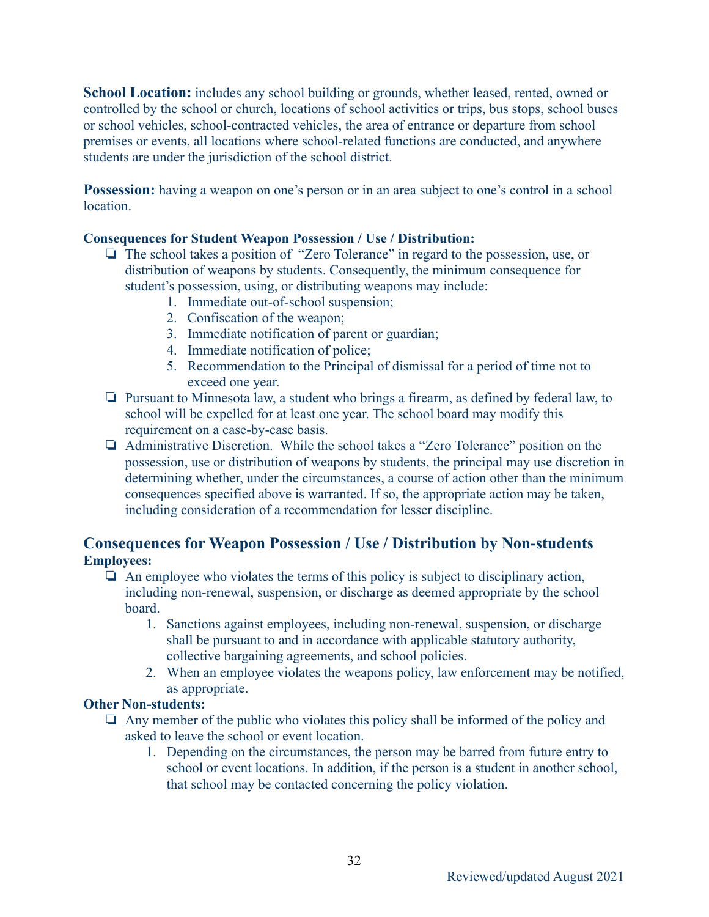**School Location:** includes any school building or grounds, whether leased, rented, owned or controlled by the school or church, locations of school activities or trips, bus stops, school buses or school vehicles, school-contracted vehicles, the area of entrance or departure from school premises or events, all locations where school-related functions are conducted, and anywhere students are under the jurisdiction of the school district.

**Possession:** having a weapon on one's person or in an area subject to one's control in a school location.

**Consequences for Student Weapon Possession / Use / Distribution:**

- The school takes a position of "Zero Tolerance" in regard to the possession, use, or distribution of weapons by students. Consequently, the minimum consequence for student's possession, using, or distributing weapons may include:
    1. Immediate out-of-school suspension;
    2. Confiscation of the weapon;
    3. Immediate notification of parent or guardian;
    4. Immediate notification of police;
    5. Recommendation to the Principal of dismissal for a period of time not to exceed one year.
- Pursuant to Minnesota law, a student who brings a firearm, as defined by federal law, to school will be expelled for at least one year. The school board may modify this requirement on a case-by-case basis.
- Administrative Discretion. While the school takes a "Zero Tolerance" position on the possession, use or distribution of weapons by students, the principal may use discretion in determining whether, under the circumstances, a course of action other than the minimum consequences specified above is warranted. If so, the appropriate action may be taken, including consideration of a recommendation for lesser discipline.

## Consequences for Weapon Possession / Use / Distribution by Non-students

**Employees:**

- An employee who violates the terms of this policy is subject to disciplinary action, including non-renewal, suspension, or discharge as deemed appropriate by the school board.
    1. Sanctions against employees, including non-renewal, suspension, or discharge shall be pursuant to and in accordance with applicable statutory authority, collective bargaining agreements, and school policies.
    2. When an employee violates the weapons policy, law enforcement may be notified, as appropriate.

**Other Non-students:**

- Any member of the public who violates this policy shall be informed of the policy and asked to leave the school or event location.
    1. Depending on the circumstances, the person may be barred from future entry to school or event locations. In addition, if the person is a student in another school, that school may be contacted concerning the policy violation.

Reviewed/updated August 2021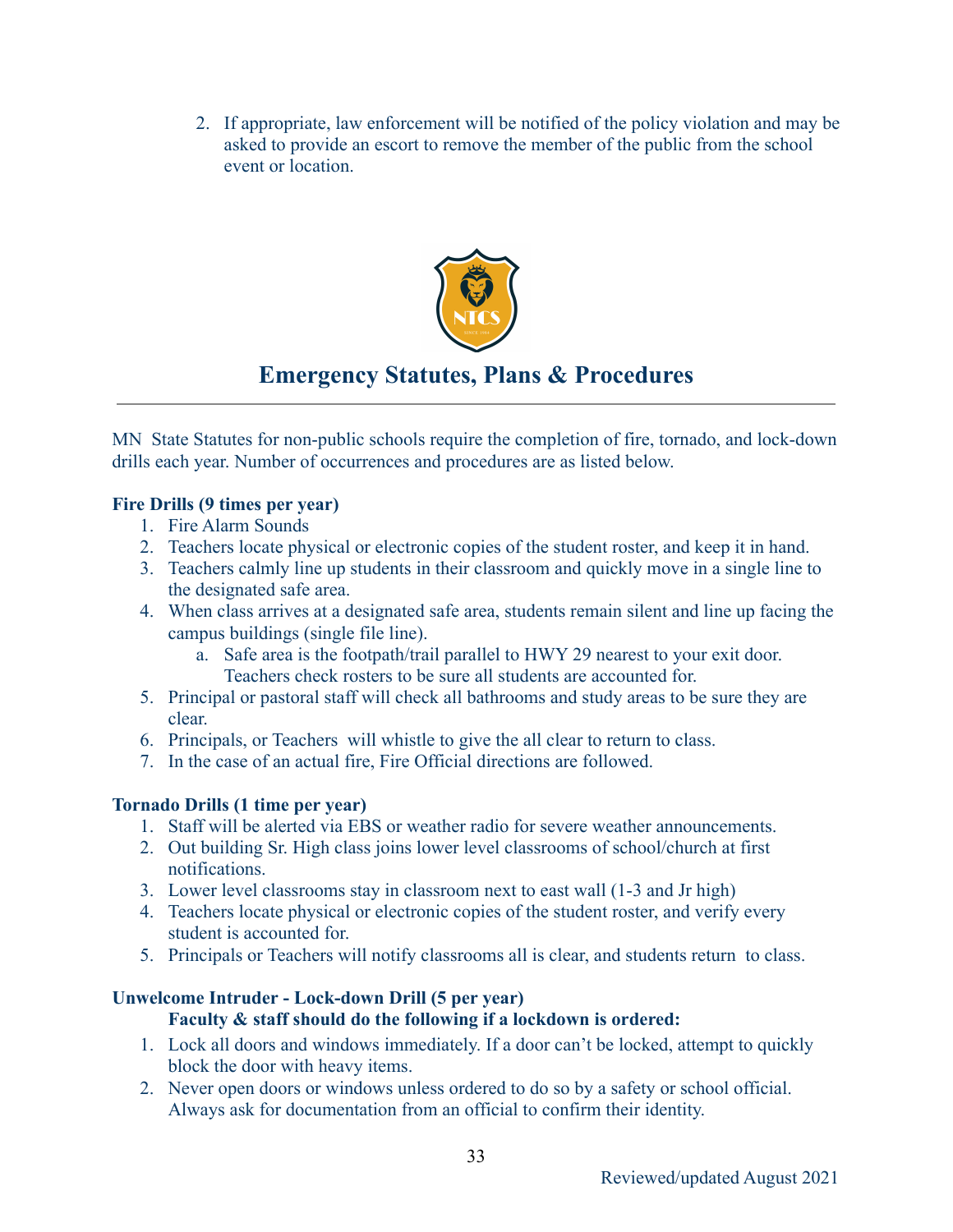2. If appropriate, law enforcement will be notified of the policy violation and may be asked to provide an escort to remove the member of the public from the school event or location.

## Emergency Statutes, Plans & Procedures

---

MN State Statutes for non-public schools require the completion of fire, tornado, and lock-down drills each year. Number of occurrences and procedures are as listed below.

**Fire Drills (9 times per year)**

1. Fire Alarm Sounds
2. Teachers locate physical or electronic copies of the student roster, and keep it in hand.
3. Teachers calmly line up students in their classroom and quickly move in a single line to the designated safe area.
4. When class arrives at a designated safe area, students remain silent and line up facing the campus buildings (single file line).
   a. Safe area is the footpath/trail parallel to HWY 29 nearest to your exit door. Teachers check rosters to be sure all students are accounted for.
5. Principal or pastoral staff will check all bathrooms and study areas to be sure they are clear.
6. Principals, or Teachers will whistle to give the all clear to return to class.
7. In the case of an actual fire, Fire Official directions are followed.

**Tornado Drills (1 time per year)**

1. Staff will be alerted via EBS or weather radio for severe weather announcements.
2. Out building Sr. High class joins lower level classrooms of school/church at first notifications.
3. Lower level classrooms stay in classroom next to east wall (1-3 and Jr high)
4. Teachers locate physical or electronic copies of the student roster, and verify every student is accounted for.
5. Principals or Teachers will notify classrooms all is clear, and students return to class.

**Unwelcome Intruder - Lock-down Drill (5 per year)**

**Faculty & staff should do the following if a lockdown is ordered:**

1. Lock all doors and windows immediately. If a door can't be locked, attempt to quickly block the door with heavy items.
2. Never open doors or windows unless ordered to do so by a safety or school official. Always ask for documentation from an official to confirm their identity.

Reviewed/updated August 2021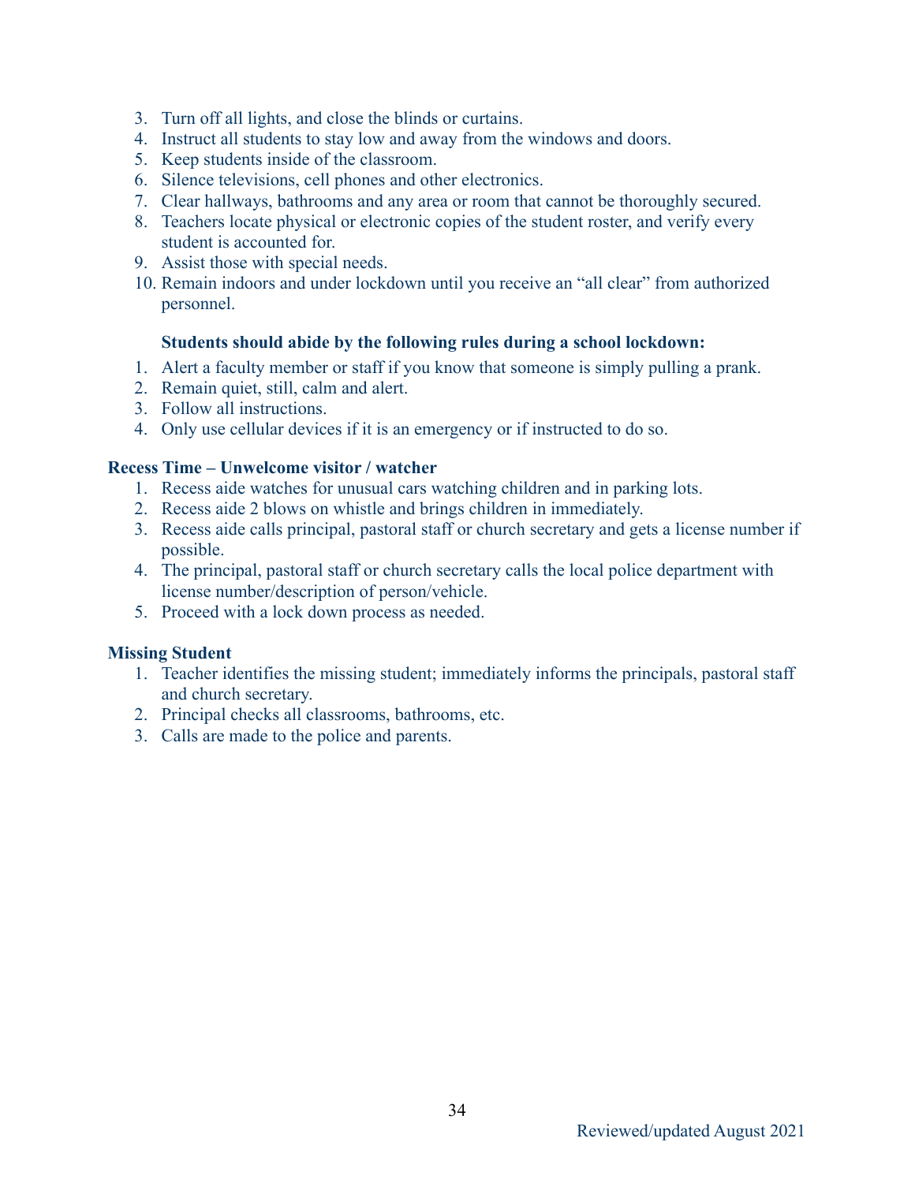3. Turn off all lights, and close the blinds or curtains.
4. Instruct all students to stay low and away from the windows and doors.
5. Keep students inside of the classroom.
6. Silence televisions, cell phones and other electronics.
7. Clear hallways, bathrooms and any area or room that cannot be thoroughly secured.
8. Teachers locate physical or electronic copies of the student roster, and verify every student is accounted for.
9. Assist those with special needs.
10. Remain indoors and under lockdown until you receive an "all clear" from authorized personnel.

**Students should abide by the following rules during a school lockdown:**

1. Alert a faculty member or staff if you know that someone is simply pulling a prank.
2. Remain quiet, still, calm and alert.
3. Follow all instructions.
4. Only use cellular devices if it is an emergency or if instructed to do so.

**Recess Time – Unwelcome visitor / watcher**

1. Recess aide watches for unusual cars watching children and in parking lots.
2. Recess aide 2 blows on whistle and brings children in immediately.
3. Recess aide calls principal, pastoral staff or church secretary and gets a license number if possible.
4. The principal, pastoral staff or church secretary calls the local police department with license number/description of person/vehicle.
5. Proceed with a lock down process as needed.

**Missing Student**

1. Teacher identifies the missing student; immediately informs the principals, pastoral staff and church secretary.
2. Principal checks all classrooms, bathrooms, etc.
3. Calls are made to the police and parents.

Reviewed/updated August 2021